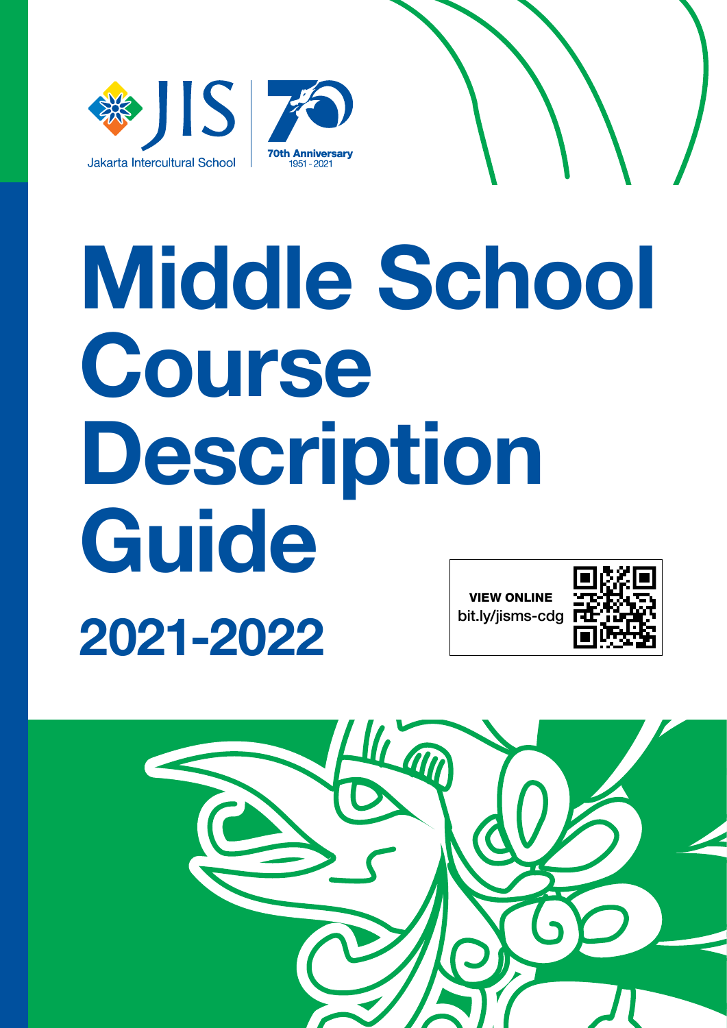Jakarta Intercultural School

70th Anniversary 1951 - 2021

# Middle School Course Description Guide

## 2021-2022

**VIEW ONLINE**
bit.ly/jisms-cdg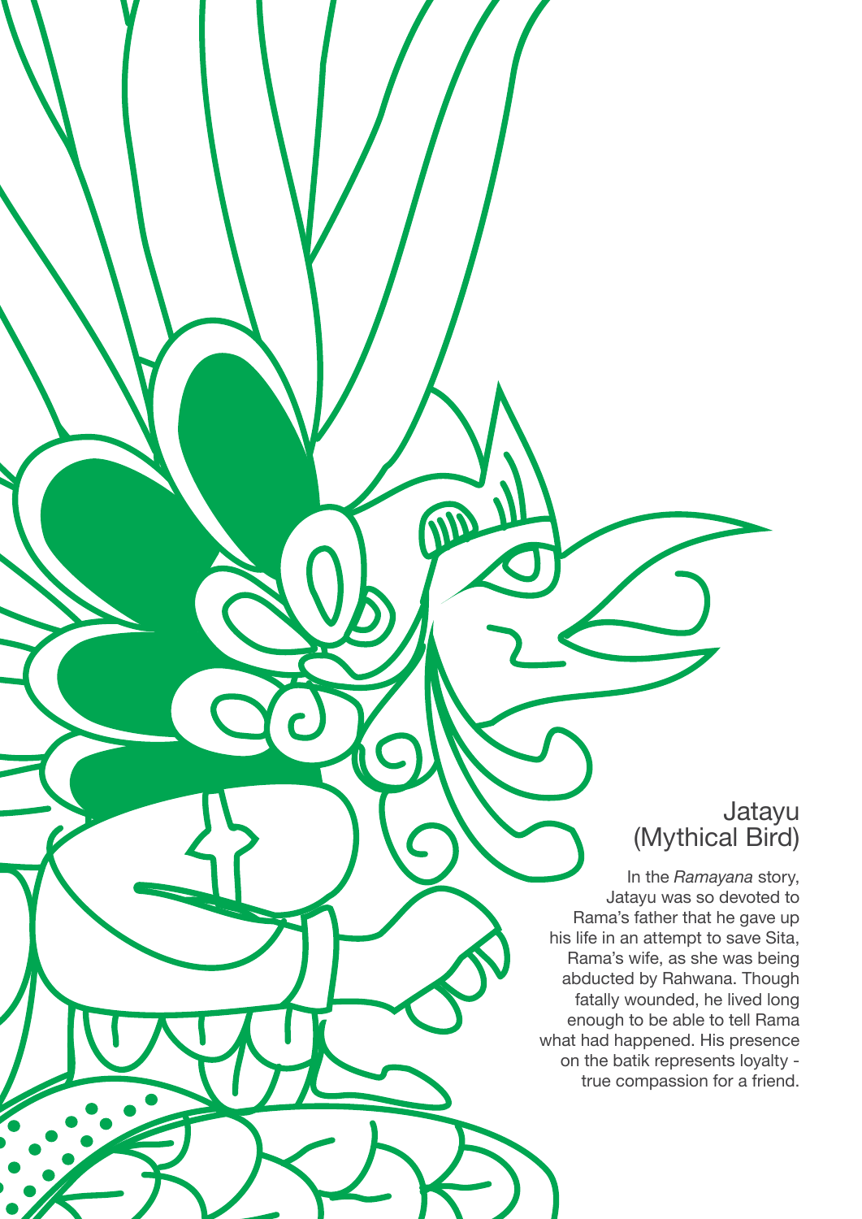## Jatayu (Mythical Bird)

In the *Ramayana* story, Jatayu was so devoted to Rama's father that he gave up his life in an attempt to save Sita, Rama's wife, as she was being abducted by Rahwana. Though fatally wounded, he lived long enough to be able to tell Rama what had happened. His presence on the batik represents loyalty - true compassion for a friend.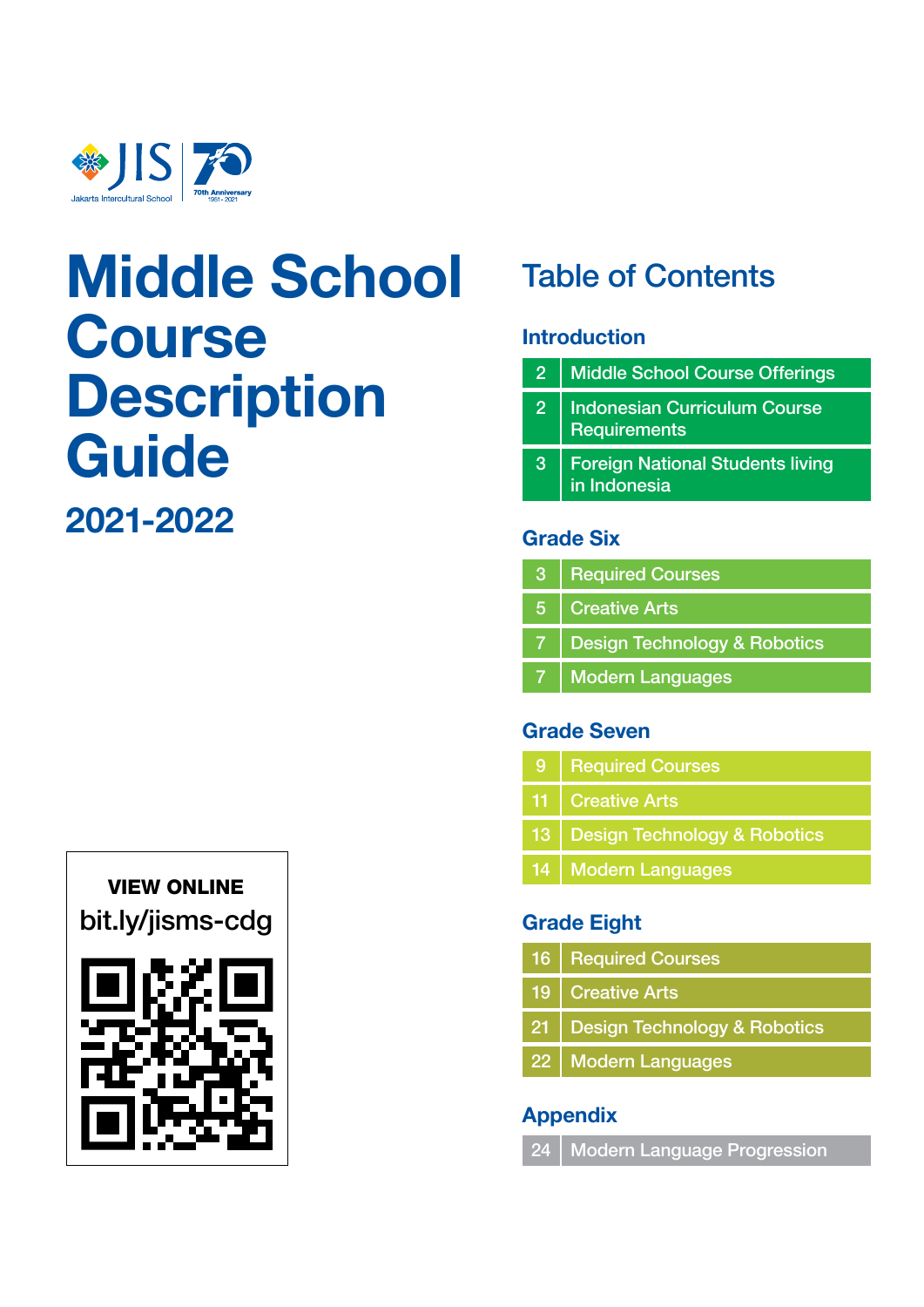Jakarta Intercultural School

70th Anniversary 1951 - 2021

# Middle School Course Description Guide

## 2021-2022

**VIEW ONLINE**

bit.ly/jisms-cdg

## Table of Contents

### Introduction

| Page | Section |
|---|---|
| 2 | Middle School Course Offerings |
| 2 | Indonesian Curriculum Course Requirements |
| 3 | Foreign National Students living in Indonesia |

### Grade Six

| Page | Section |
|---|---|
| 3 | Required Courses |
| 5 | Creative Arts |
| 7 | Design Technology & Robotics |
| 7 | Modern Languages |

### Grade Seven

| Page | Section |
|---|---|
| 9 | Required Courses |
| 11 | Creative Arts |
| 13 | Design Technology & Robotics |
| 14 | Modern Languages |

### Grade Eight

| Page | Section |
|---|---|
| 16 | Required Courses |
| 19 | Creative Arts |
| 21 | Design Technology & Robotics |
| 22 | Modern Languages |

### Appendix

| Page | Section |
|---|---|
| 24 | Modern Language Progression |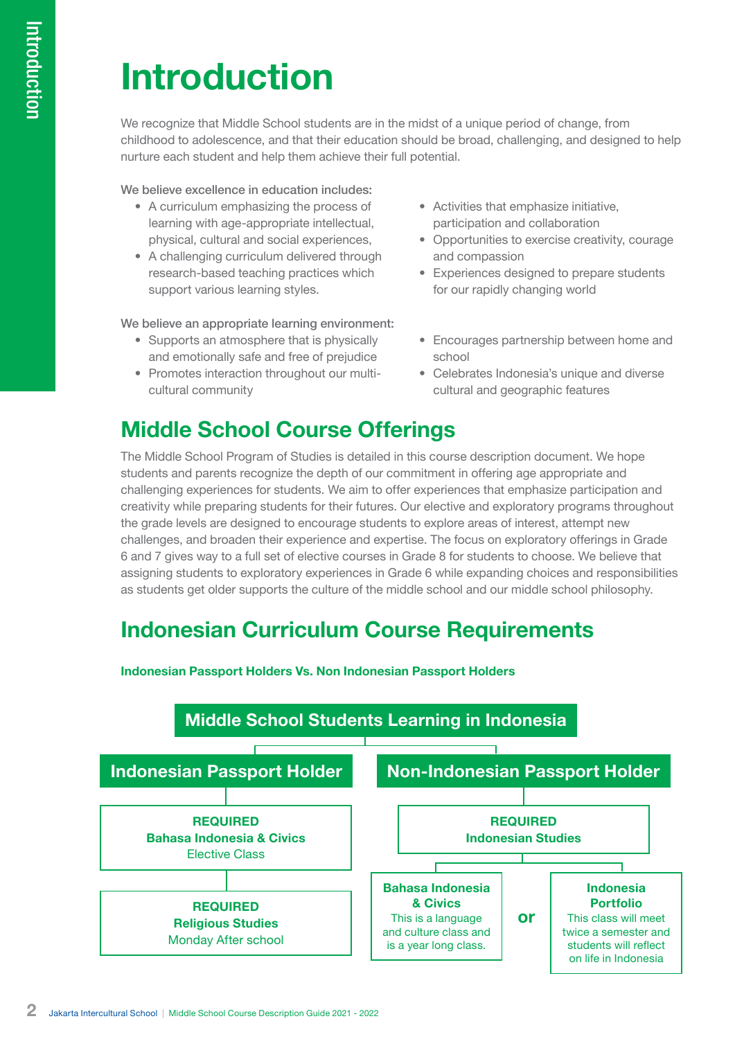# Introduction

We recognize that Middle School students are in the midst of a unique period of change, from childhood to adolescence, and that their education should be broad, challenging, and designed to help nurture each student and help them achieve their full potential.

We believe excellence in education includes:

- A curriculum emphasizing the process of learning with age-appropriate intellectual, physical, cultural and social experiences,
- A challenging curriculum delivered through research-based teaching practices which support various learning styles.
- Activities that emphasize initiative, participation and collaboration
- Opportunities to exercise creativity, courage and compassion
- Experiences designed to prepare students for our rapidly changing world

We believe an appropriate learning environment:

- Supports an atmosphere that is physically and emotionally safe and free of prejudice
- Promotes interaction throughout our multi-cultural community
- Encourages partnership between home and school
- Celebrates Indonesia's unique and diverse cultural and geographic features

## Middle School Course Offerings

The Middle School Program of Studies is detailed in this course description document. We hope students and parents recognize the depth of our commitment in offering age appropriate and challenging experiences for students. We aim to offer experiences that emphasize participation and creativity while preparing students for their futures. Our elective and exploratory programs throughout the grade levels are designed to encourage students to explore areas of interest, attempt new challenges, and broaden their experience and expertise. The focus on exploratory offerings in Grade 6 and 7 gives way to a full set of elective courses in Grade 8 for students to choose. We believe that assigning students to exploratory experiences in Grade 6 while expanding choices and responsibilities as students get older supports the culture of the middle school and our middle school philosophy.

## Indonesian Curriculum Course Requirements

**Indonesian Passport Holders Vs. Non Indonesian Passport Holders**

**Middle School Students Learning in Indonesia**

**Indonesian Passport Holder**

- **REQUIRED Bahasa Indonesia & Civics** — Elective Class
- **REQUIRED Religious Studies** — Monday After school

**Non-Indonesian Passport Holder**

- **REQUIRED Indonesian Studies**
  - **Bahasa Indonesia & Civics** — This is a language and culture class and is a year long class.
  - **or**
  - **Indonesia Portfolio** — This class will meet twice a semester and students will reflect on life in Indonesia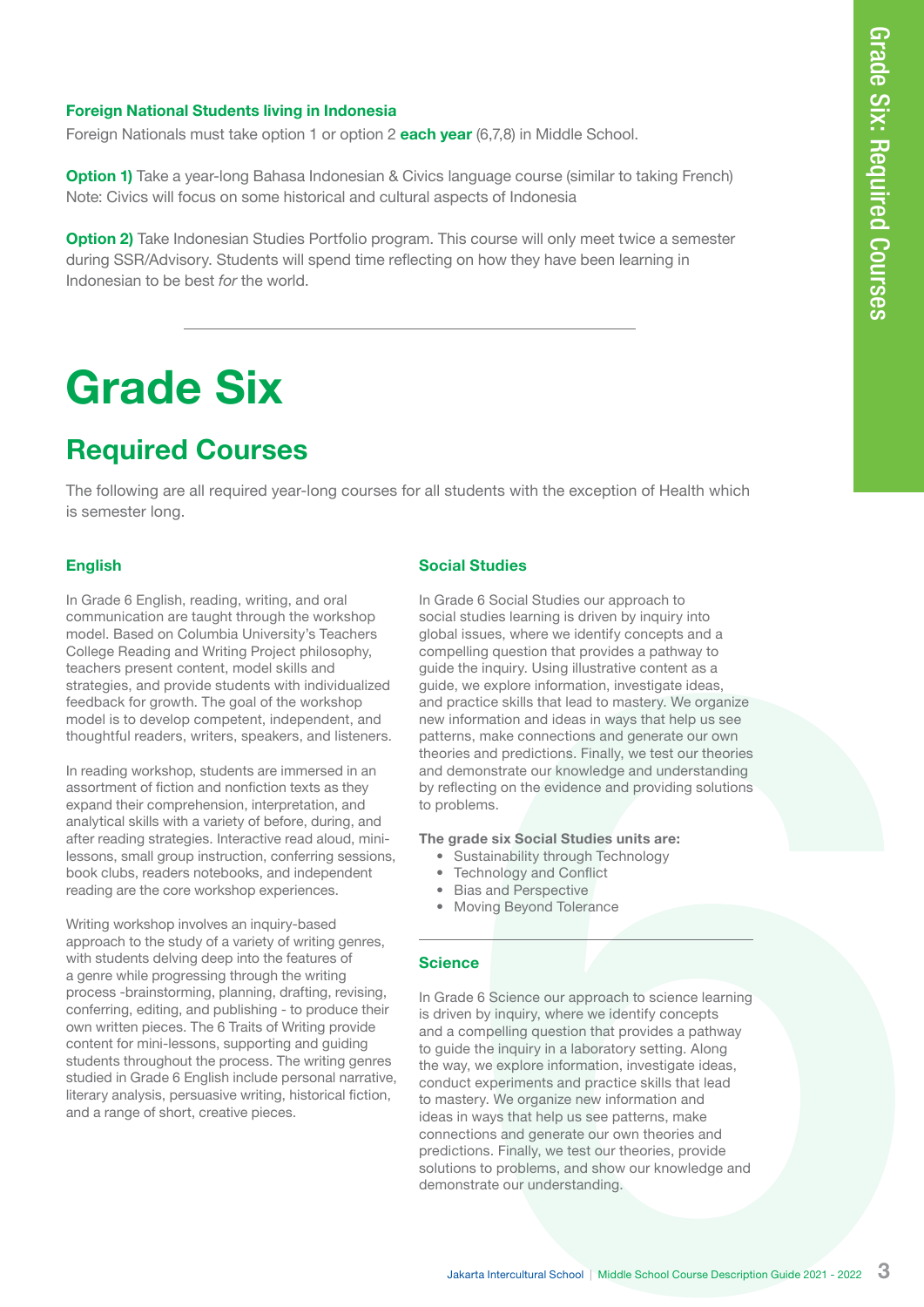### Foreign National Students living in Indonesia

Foreign Nationals must take option 1 or option 2 **each year** (6,7,8) in Middle School.

**Option 1)** Take a year-long Bahasa Indonesian & Civics language course (similar to taking French)
Note: Civics will focus on some historical and cultural aspects of Indonesia

**Option 2)** Take Indonesian Studies Portfolio program. This course will only meet twice a semester during SSR/Advisory. Students will spend time reflecting on how they have been learning in Indonesian to be best *for* the world.

---

# Grade Six

## Required Courses

The following are all required year-long courses for all students with the exception of Health which is semester long.

### English

In Grade 6 English, reading, writing, and oral communication are taught through the workshop model. Based on Columbia University's Teachers College Reading and Writing Project philosophy, teachers present content, model skills and strategies, and provide students with individualized feedback for growth. The goal of the workshop model is to develop competent, independent, and thoughtful readers, writers, speakers, and listeners.

In reading workshop, students are immersed in an assortment of fiction and nonfiction texts as they expand their comprehension, interpretation, and analytical skills with a variety of before, during, and after reading strategies. Interactive read aloud, mini-lessons, small group instruction, conferring sessions, book clubs, readers notebooks, and independent reading are the core workshop experiences.

Writing workshop involves an inquiry-based approach to the study of a variety of writing genres, with students delving deep into the features of a genre while progressing through the writing process -brainstorming, planning, drafting, revising, conferring, editing, and publishing - to produce their own written pieces. The 6 Traits of Writing provide content for mini-lessons, supporting and guiding students throughout the process. The writing genres studied in Grade 6 English include personal narrative, literary analysis, persuasive writing, historical fiction, and a range of short, creative pieces.

### Social Studies

In Grade 6 Social Studies our approach to social studies learning is driven by inquiry into global issues, where we identify concepts and a compelling question that provides a pathway to guide the inquiry. Using illustrative content as a guide, we explore information, investigate ideas, and practice skills that lead to mastery. We organize new information and ideas in ways that help us see patterns, make connections and generate our own theories and predictions. Finally, we test our theories and demonstrate our knowledge and understanding by reflecting on the evidence and providing solutions to problems.

**The grade six Social Studies units are:**

- Sustainability through Technology
- Technology and Conflict
- Bias and Perspective
- Moving Beyond Tolerance

---

### Science

In Grade 6 Science our approach to science learning is driven by inquiry, where we identify concepts and a compelling question that provides a pathway to guide the inquiry in a laboratory setting. Along the way, we explore information, investigate ideas, conduct experiments and practice skills that lead to mastery. We organize new information and ideas in ways that help us see patterns, make connections and generate our own theories and predictions. Finally, we test our theories, provide solutions to problems, and show our knowledge and demonstrate our understanding.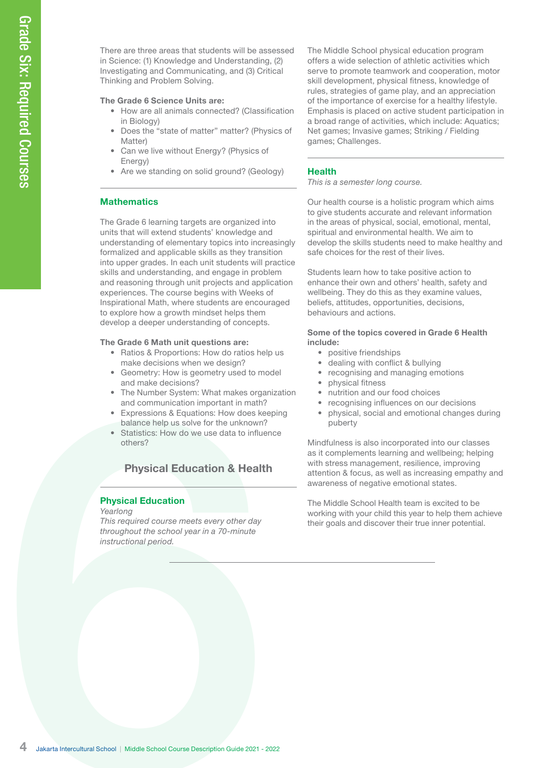There are three areas that students will be assessed in Science: (1) Knowledge and Understanding, (2) Investigating and Communicating, and (3) Critical Thinking and Problem Solving.

**The Grade 6 Science Units are:**

- How are all animals connected? (Classification in Biology)
- Does the "state of matter" matter? (Physics of Matter)
- Can we live without Energy? (Physics of Energy)
- Are we standing on solid ground? (Geology)

### Mathematics

The Grade 6 learning targets are organized into units that will extend students' knowledge and understanding of elementary topics into increasingly formalized and applicable skills as they transition into upper grades. In each unit students will practice skills and understanding, and engage in problem and reasoning through unit projects and application experiences. The course begins with Weeks of Inspirational Math, where students are encouraged to explore how a growth mindset helps them develop a deeper understanding of concepts.

**The Grade 6 Math unit questions are:**

- Ratios & Proportions: How do ratios help us make decisions when we design?
- Geometry: How is geometry used to model and make decisions?
- The Number System: What makes organization and communication important in math?
- Expressions & Equations: How does keeping balance help us solve for the unknown?
- Statistics: How do we use data to influence others?

## Physical Education & Health

### Physical Education

*Yearlong*

*This required course meets every other day throughout the school year in a 70-minute instructional period.*

The Middle School physical education program offers a wide selection of athletic activities which serve to promote teamwork and cooperation, motor skill development, physical fitness, knowledge of rules, strategies of game play, and an appreciation of the importance of exercise for a healthy lifestyle. Emphasis is placed on active student participation in a broad range of activities, which include: Aquatics; Net games; Invasive games; Striking / Fielding games; Challenges.

### Health

*This is a semester long course.*

Our health course is a holistic program which aims to give students accurate and relevant information in the areas of physical, social, emotional, mental, spiritual and environmental health. We aim to develop the skills students need to make healthy and safe choices for the rest of their lives.

Students learn how to take positive action to enhance their own and others' health, safety and wellbeing. They do this as they examine values, beliefs, attitudes, opportunities, decisions, behaviours and actions.

**Some of the topics covered in Grade 6 Health include:**

- positive friendships
- dealing with conflict & bullying
- recognising and managing emotions
- physical fitness
- nutrition and our food choices
- recognising influences on our decisions
- physical, social and emotional changes during puberty

Mindfulness is also incorporated into our classes as it complements learning and wellbeing; helping with stress management, resilience, improving attention & focus, as well as increasing empathy and awareness of negative emotional states.

The Middle School Health team is excited to be working with your child this year to help them achieve their goals and discover their true inner potential.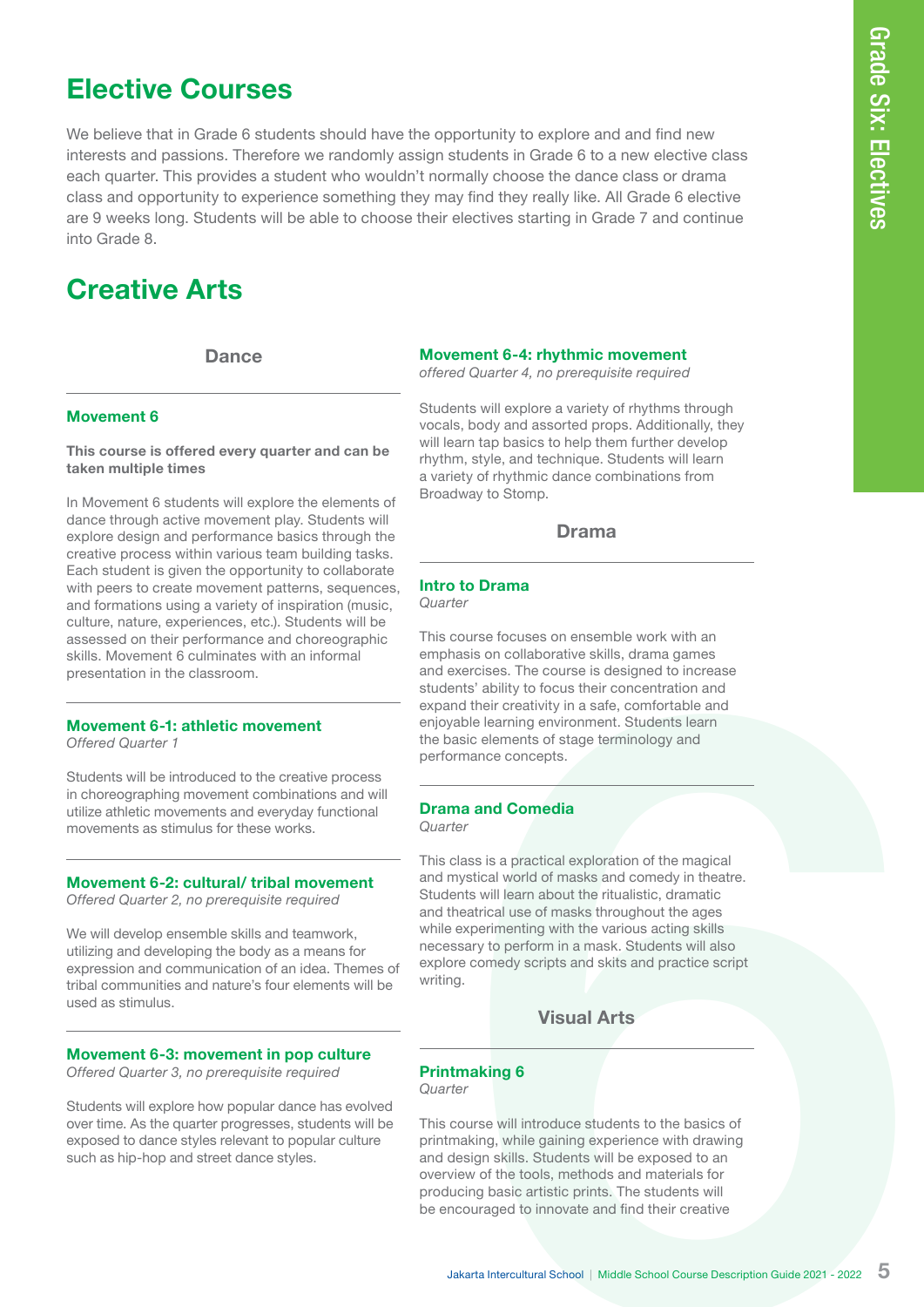# Elective Courses

We believe that in Grade 6 students should have the opportunity to explore and and find new interests and passions. Therefore we randomly assign students in Grade 6 to a new elective class each quarter. This provides a student who wouldn't normally choose the dance class or drama class and opportunity to experience something they may find they really like. All Grade 6 elective are 9 weeks long. Students will be able to choose their electives starting in Grade 7 and continue into Grade 8.

# Creative Arts

## Dance

### Movement 6

**This course is offered every quarter and can be taken multiple times**

In Movement 6 students will explore the elements of dance through active movement play. Students will explore design and performance basics through the creative process within various team building tasks. Each student is given the opportunity to collaborate with peers to create movement patterns, sequences, and formations using a variety of inspiration (music, culture, nature, experiences, etc.). Students will be assessed on their performance and choreographic skills. Movement 6 culminates with an informal presentation in the classroom.

### Movement 6-1: athletic movement

*Offered Quarter 1*

Students will be introduced to the creative process in choreographing movement combinations and will utilize athletic movements and everyday functional movements as stimulus for these works.

### Movement 6-2: cultural/ tribal movement

*Offered Quarter 2, no prerequisite required*

We will develop ensemble skills and teamwork, utilizing and developing the body as a means for expression and communication of an idea. Themes of tribal communities and nature's four elements will be used as stimulus.

### Movement 6-3: movement in pop culture

*Offered Quarter 3, no prerequisite required*

Students will explore how popular dance has evolved over time. As the quarter progresses, students will be exposed to dance styles relevant to popular culture such as hip-hop and street dance styles.

### Movement 6-4: rhythmic movement

*offered Quarter 4, no prerequisite required*

Students will explore a variety of rhythms through vocals, body and assorted props. Additionally, they will learn tap basics to help them further develop rhythm, style, and technique. Students will learn a variety of rhythmic dance combinations from Broadway to Stomp.

## Drama

### Intro to Drama

*Quarter*

This course focuses on ensemble work with an emphasis on collaborative skills, drama games and exercises. The course is designed to increase students' ability to focus their concentration and expand their creativity in a safe, comfortable and enjoyable learning environment. Students learn the basic elements of stage terminology and performance concepts.

### Drama and Comedia

*Quarter*

This class is a practical exploration of the magical and mystical world of masks and comedy in theatre. Students will learn about the ritualistic, dramatic and theatrical use of masks throughout the ages while experimenting with the various acting skills necessary to perform in a mask. Students will also explore comedy scripts and skits and practice script writing.

## Visual Arts

### Printmaking 6

*Quarter*

This course will introduce students to the basics of printmaking, while gaining experience with drawing and design skills. Students will be exposed to an overview of the tools, methods and materials for producing basic artistic prints. The students will be encouraged to innovate and find their creative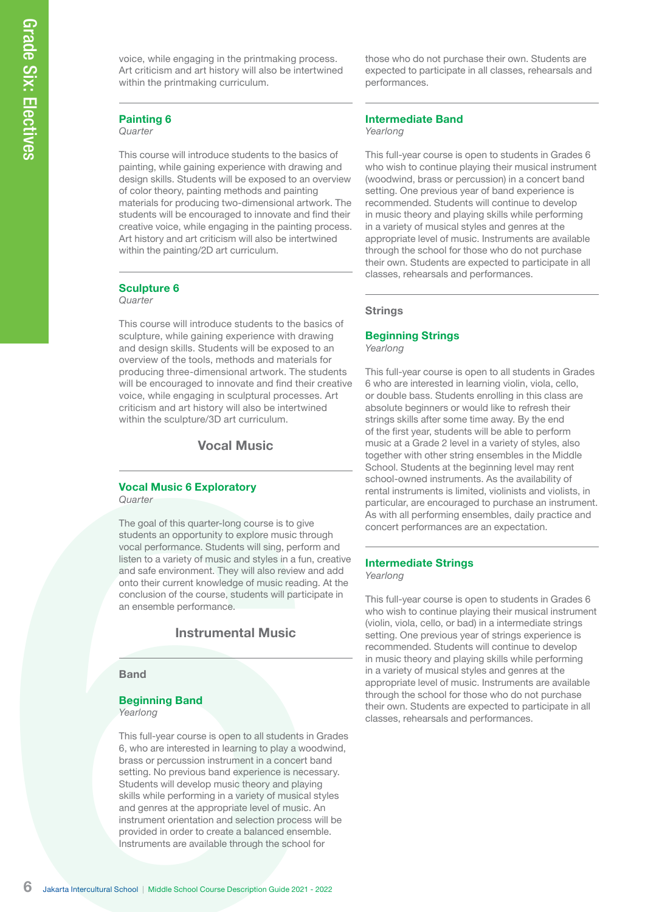voice, while engaging in the printmaking process. Art criticism and art history will also be intertwined within the printmaking curriculum.

### Painting 6
*Quarter*

This course will introduce students to the basics of painting, while gaining experience with drawing and design skills. Students will be exposed to an overview of color theory, painting methods and painting materials for producing two-dimensional artwork. The students will be encouraged to innovate and find their creative voice, while engaging in the painting process. Art history and art criticism will also be intertwined within the painting/2D art curriculum.

### Sculpture 6
*Quarter*

This course will introduce students to the basics of sculpture, while gaining experience with drawing and design skills. Students will be exposed to an overview of the tools, methods and materials for producing three-dimensional artwork. The students will be encouraged to innovate and find their creative voice, while engaging in sculptural processes. Art criticism and art history will also be intertwined within the sculpture/3D art curriculum.

## Vocal Music

### Vocal Music 6 Exploratory
*Quarter*

The goal of this quarter-long course is to give students an opportunity to explore music through vocal performance. Students will sing, perform and listen to a variety of music and styles in a fun, creative and safe environment. They will also review and add onto their current knowledge of music reading. At the conclusion of the course, students will participate in an ensemble performance.

## Instrumental Music

### Band

### Beginning Band
*Yearlong*

This full-year course is open to all students in Grades 6, who are interested in learning to play a woodwind, brass or percussion instrument in a concert band setting. No previous band experience is necessary. Students will develop music theory and playing skills while performing in a variety of musical styles and genres at the appropriate level of music. An instrument orientation and selection process will be provided in order to create a balanced ensemble. Instruments are available through the school for those who do not purchase their own. Students are expected to participate in all classes, rehearsals and performances.

### Intermediate Band
*Yearlong*

This full-year course is open to students in Grades 6 who wish to continue playing their musical instrument (woodwind, brass or percussion) in a concert band setting. One previous year of band experience is recommended. Students will continue to develop in music theory and playing skills while performing in a variety of musical styles and genres at the appropriate level of music. Instruments are available through the school for those who do not purchase their own. Students are expected to participate in all classes, rehearsals and performances.

### Strings

### Beginning Strings
*Yearlong*

This full-year course is open to all students in Grades 6 who are interested in learning violin, viola, cello, or double bass. Students enrolling in this class are absolute beginners or would like to refresh their strings skills after some time away. By the end of the first year, students will be able to perform music at a Grade 2 level in a variety of styles, also together with other string ensembles in the Middle School. Students at the beginning level may rent school-owned instruments. As the availability of rental instruments is limited, violinists and violists, in particular, are encouraged to purchase an instrument. As with all performing ensembles, daily practice and concert performances are an expectation.

### Intermediate Strings
*Yearlong*

This full-year course is open to students in Grades 6 who wish to continue playing their musical instrument (violin, viola, cello, or bad) in a intermediate strings setting. One previous year of strings experience is recommended. Students will continue to develop in music theory and playing skills while performing in a variety of musical styles and genres at the appropriate level of music. Instruments are available through the school for those who do not purchase their own. Students are expected to participate in all classes, rehearsals and performances.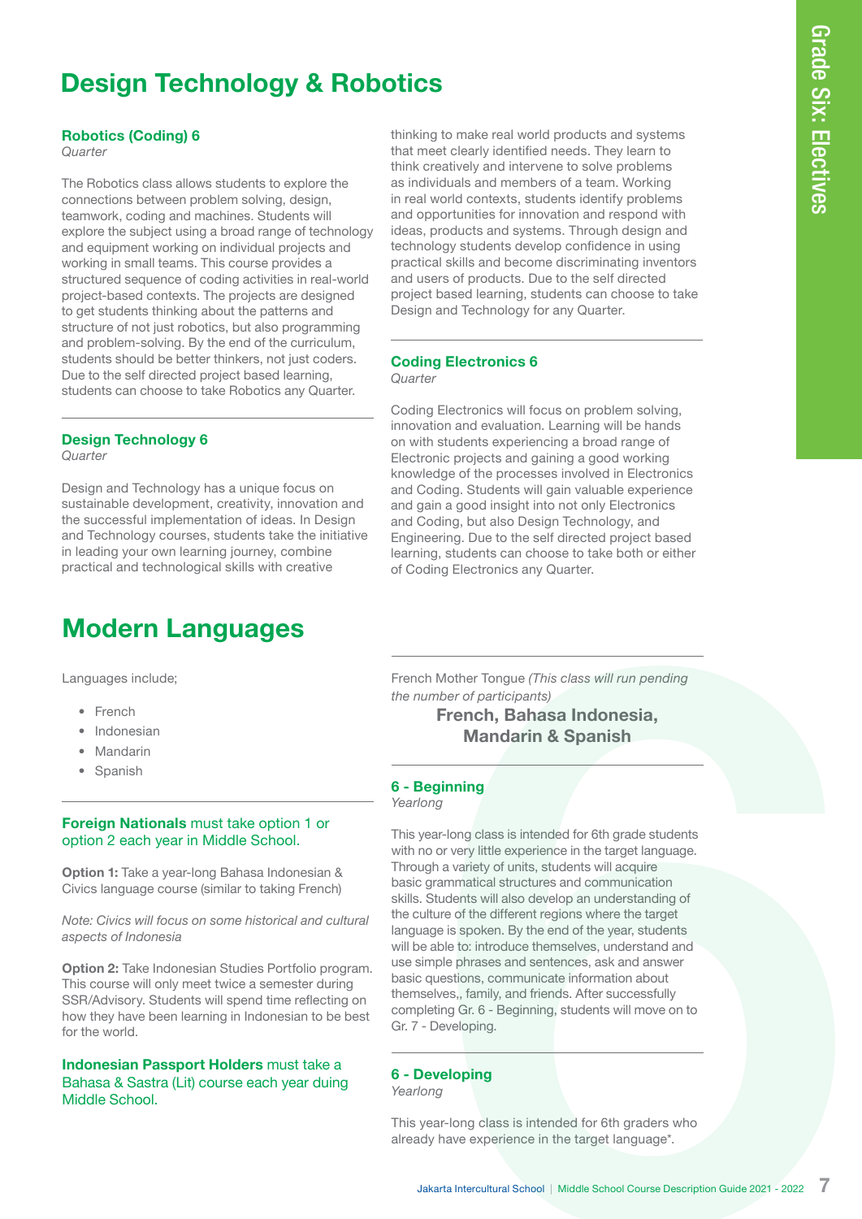# Design Technology & Robotics

### Robotics (Coding) 6

*Quarter*

The Robotics class allows students to explore the connections between problem solving, design, teamwork, coding and machines. Students will explore the subject using a broad range of technology and equipment working on individual projects and working in small teams. This course provides a structured sequence of coding activities in real-world project-based contexts. The projects are designed to get students thinking about the patterns and structure of not just robotics, but also programming and problem-solving. By the end of the curriculum, students should be better thinkers, not just coders. Due to the self directed project based learning, students can choose to take Robotics any Quarter.

### Design Technology 6

*Quarter*

Design and Technology has a unique focus on sustainable development, creativity, innovation and the successful implementation of ideas. In Design and Technology courses, students take the initiative in leading your own learning journey, combine practical and technological skills with creative thinking to make real world products and systems that meet clearly identified needs. They learn to think creatively and intervene to solve problems as individuals and members of a team. Working in real world contexts, students identify problems and opportunities for innovation and respond with ideas, products and systems. Through design and technology students develop confidence in using practical skills and become discriminating inventors and users of products. Due to the self directed project based learning, students can choose to take Design and Technology for any Quarter.

### Coding Electronics 6

*Quarter*

Coding Electronics will focus on problem solving, innovation and evaluation. Learning will be hands on with students experiencing a broad range of Electronic projects and gaining a good working knowledge of the processes involved in Electronics and Coding. Students will gain valuable experience and gain a good insight into not only Electronics and Coding, but also Design Technology, and Engineering. Due to the self directed project based learning, students can choose to take both or either of Coding Electronics any Quarter.

# Modern Languages

Languages include;

- French
- Indonesian
- Mandarin
- Spanish

**Foreign Nationals** must take option 1 or option 2 each year in Middle School.

**Option 1:** Take a year-long Bahasa Indonesian & Civics language course (similar to taking French)

*Note: Civics will focus on some historical and cultural aspects of Indonesia*

**Option 2:** Take Indonesian Studies Portfolio program. This course will only meet twice a semester during SSR/Advisory. Students will spend time reflecting on how they have been learning in Indonesian to be best for the world.

**Indonesian Passport Holders** must take a Bahasa & Sastra (Lit) course each year duing Middle School.

French Mother Tongue *(This class will run pending the number of participants)*

## French, Bahasa Indonesia, Mandarin & Spanish

### 6 - Beginning

*Yearlong*

This year-long class is intended for 6th grade students with no or very little experience in the target language. Through a variety of units, students will acquire basic grammatical structures and communication skills. Students will also develop an understanding of the culture of the different regions where the target language is spoken. By the end of the year, students will be able to: introduce themselves, understand and use simple phrases and sentences, ask and answer basic questions, communicate information about themselves,, family, and friends. After successfully completing Gr. 6 - Beginning, students will move on to Gr. 7 - Developing.

### 6 - Developing

*Yearlong*

This year-long class is intended for 6th graders who already have experience in the target language*.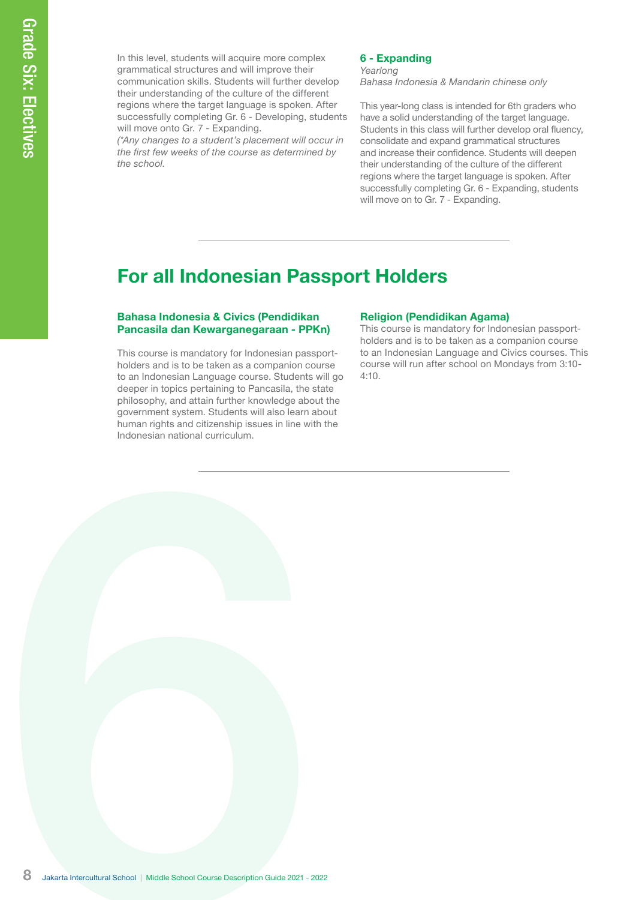In this level, students will acquire more complex grammatical structures and will improve their communication skills. Students will further develop their understanding of the culture of the different regions where the target language is spoken. After successfully completing Gr. 6 - Developing, students will move onto Gr. 7 - Expanding.

*(\*Any changes to a student's placement will occur in the first few weeks of the course as determined by the school.*

### 6 - Expanding

*Yearlong*

*Bahasa Indonesia & Mandarin chinese only*

This year-long class is intended for 6th graders who have a solid understanding of the target language. Students in this class will further develop oral fluency, consolidate and expand grammatical structures and increase their confidence. Students will deepen their understanding of the culture of the different regions where the target language is spoken. After successfully completing Gr. 6 - Expanding, students will move on to Gr. 7 - Expanding.

---

## For all Indonesian Passport Holders

### Bahasa Indonesia & Civics (Pendidikan Pancasila dan Kewarganegaraan - PPKn)

This course is mandatory for Indonesian passport-holders and is to be taken as a companion course to an Indonesian Language course. Students will go deeper in topics pertaining to Pancasila, the state philosophy, and attain further knowledge about the government system. Students will also learn about human rights and citizenship issues in line with the Indonesian national curriculum.

### Religion (Pendidikan Agama)

This course is mandatory for Indonesian passport-holders and is to be taken as a companion course to an Indonesian Language and Civics courses. This course will run after school on Mondays from 3:10-4:10.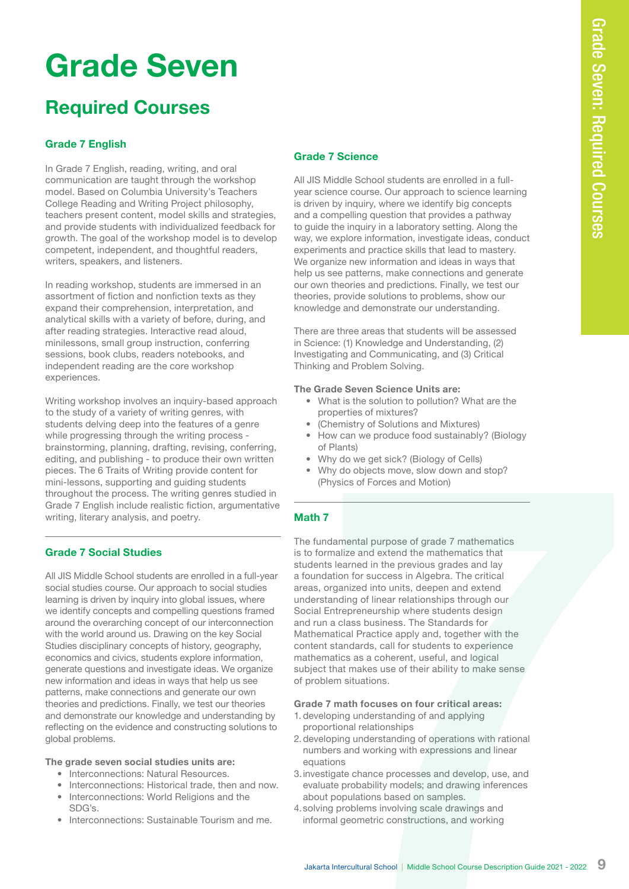# Grade Seven

## Required Courses

### Grade 7 English

In Grade 7 English, reading, writing, and oral communication are taught through the workshop model. Based on Columbia University's Teachers College Reading and Writing Project philosophy, teachers present content, model skills and strategies, and provide students with individualized feedback for growth. The goal of the workshop model is to develop competent, independent, and thoughtful readers, writers, speakers, and listeners.

In reading workshop, students are immersed in an assortment of fiction and nonfiction texts as they expand their comprehension, interpretation, and analytical skills with a variety of before, during, and after reading strategies. Interactive read aloud, minilessons, small group instruction, conferring sessions, book clubs, readers notebooks, and independent reading are the core workshop experiences.

Writing workshop involves an inquiry-based approach to the study of a variety of writing genres, with students delving deep into the features of a genre while progressing through the writing process - brainstorming, planning, drafting, revising, conferring, editing, and publishing - to produce their own written pieces. The 6 Traits of Writing provide content for mini-lessons, supporting and guiding students throughout the process. The writing genres studied in Grade 7 English include realistic fiction, argumentative writing, literary analysis, and poetry.

### Grade 7 Social Studies

All JIS Middle School students are enrolled in a full-year social studies course. Our approach to social studies learning is driven by inquiry into global issues, where we identify concepts and compelling questions framed around the overarching concept of our interconnection with the world around us. Drawing on the key Social Studies disciplinary concepts of history, geography, economics and civics, students explore information, generate questions and investigate ideas. We organize new information and ideas in ways that help us see patterns, make connections and generate our own theories and predictions. Finally, we test our theories and demonstrate our knowledge and understanding by reflecting on the evidence and constructing solutions to global problems.

**The grade seven social studies units are:**

- Interconnections: Natural Resources.
- Interconnections: Historical trade, then and now.
- Interconnections: World Religions and the SDG's.
- Interconnections: Sustainable Tourism and me.

### Grade 7 Science

All JIS Middle School students are enrolled in a full-year science course. Our approach to science learning is driven by inquiry, where we identify big concepts and a compelling question that provides a pathway to guide the inquiry in a laboratory setting. Along the way, we explore information, investigate ideas, conduct experiments and practice skills that lead to mastery. We organize new information and ideas in ways that help us see patterns, make connections and generate our own theories and predictions. Finally, we test our theories, provide solutions to problems, show our knowledge and demonstrate our understanding.

There are three areas that students will be assessed in Science: (1) Knowledge and Understanding, (2) Investigating and Communicating, and (3) Critical Thinking and Problem Solving.

**The Grade Seven Science Units are:**

- What is the solution to pollution? What are the properties of mixtures?
- (Chemistry of Solutions and Mixtures)
- How can we produce food sustainably? (Biology of Plants)
- Why do we get sick? (Biology of Cells)
- Why do objects move, slow down and stop? (Physics of Forces and Motion)

### Math 7

The fundamental purpose of grade 7 mathematics is to formalize and extend the mathematics that students learned in the previous grades and lay a foundation for success in Algebra. The critical areas, organized into units, deepen and extend understanding of linear relationships through our Social Entrepreneurship where students design and run a class business. The Standards for Mathematical Practice apply and, together with the content standards, call for students to experience mathematics as a coherent, useful, and logical subject that makes use of their ability to make sense of problem situations.

**Grade 7 math focuses on four critical areas:**

1. developing understanding of and applying proportional relationships
2. developing understanding of operations with rational numbers and working with expressions and linear equations
3. investigate chance processes and develop, use, and evaluate probability models; and drawing inferences about populations based on samples.
4. solving problems involving scale drawings and informal geometric constructions, and working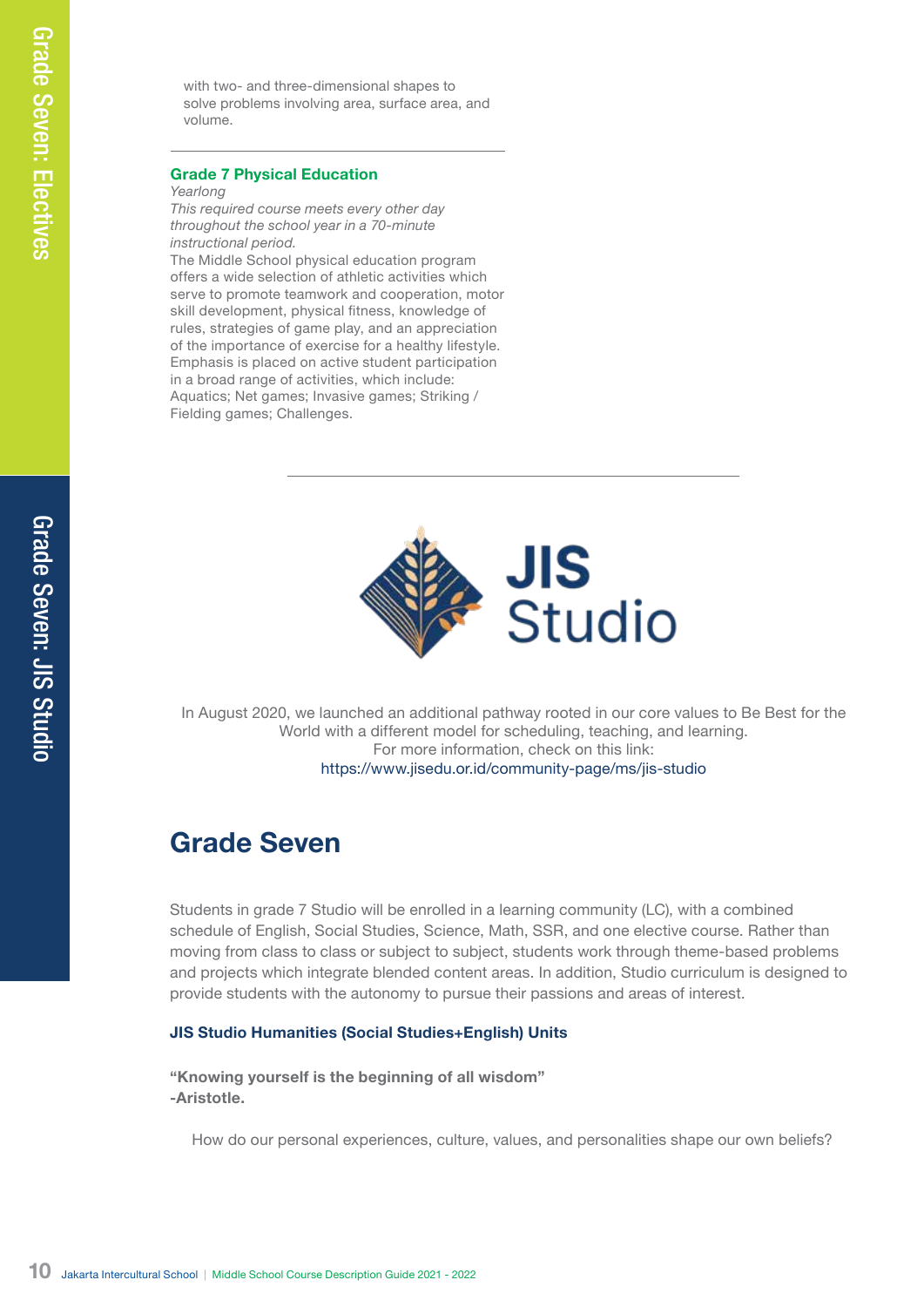with two- and three-dimensional shapes to solve problems involving area, surface area, and volume.

### Grade 7 Physical Education

*Yearlong*

*This required course meets every other day throughout the school year in a 70-minute instructional period.*

The Middle School physical education program offers a wide selection of athletic activities which serve to promote teamwork and cooperation, motor skill development, physical fitness, knowledge of rules, strategies of game play, and an appreciation of the importance of exercise for a healthy lifestyle. Emphasis is placed on active student participation in a broad range of activities, which include: Aquatics; Net games; Invasive games; Striking / Fielding games; Challenges.

JIS Studio

In August 2020, we launched an additional pathway rooted in our core values to Be Best for the World with a different model for scheduling, teaching, and learning.
For more information, check on this link:
https://www.jisedu.or.id/community-page/ms/jis-studio

## Grade Seven

Students in grade 7 Studio will be enrolled in a learning community (LC), with a combined schedule of English, Social Studies, Science, Math, SSR, and one elective course. Rather than moving from class to class or subject to subject, students work through theme-based problems and projects which integrate blended content areas. In addition, Studio curriculum is designed to provide students with the autonomy to pursue their passions and areas of interest.

### JIS Studio Humanities (Social Studies+English) Units

**"Knowing yourself is the beginning of all wisdom"**
**-Aristotle.**

How do our personal experiences, culture, values, and personalities shape our own beliefs?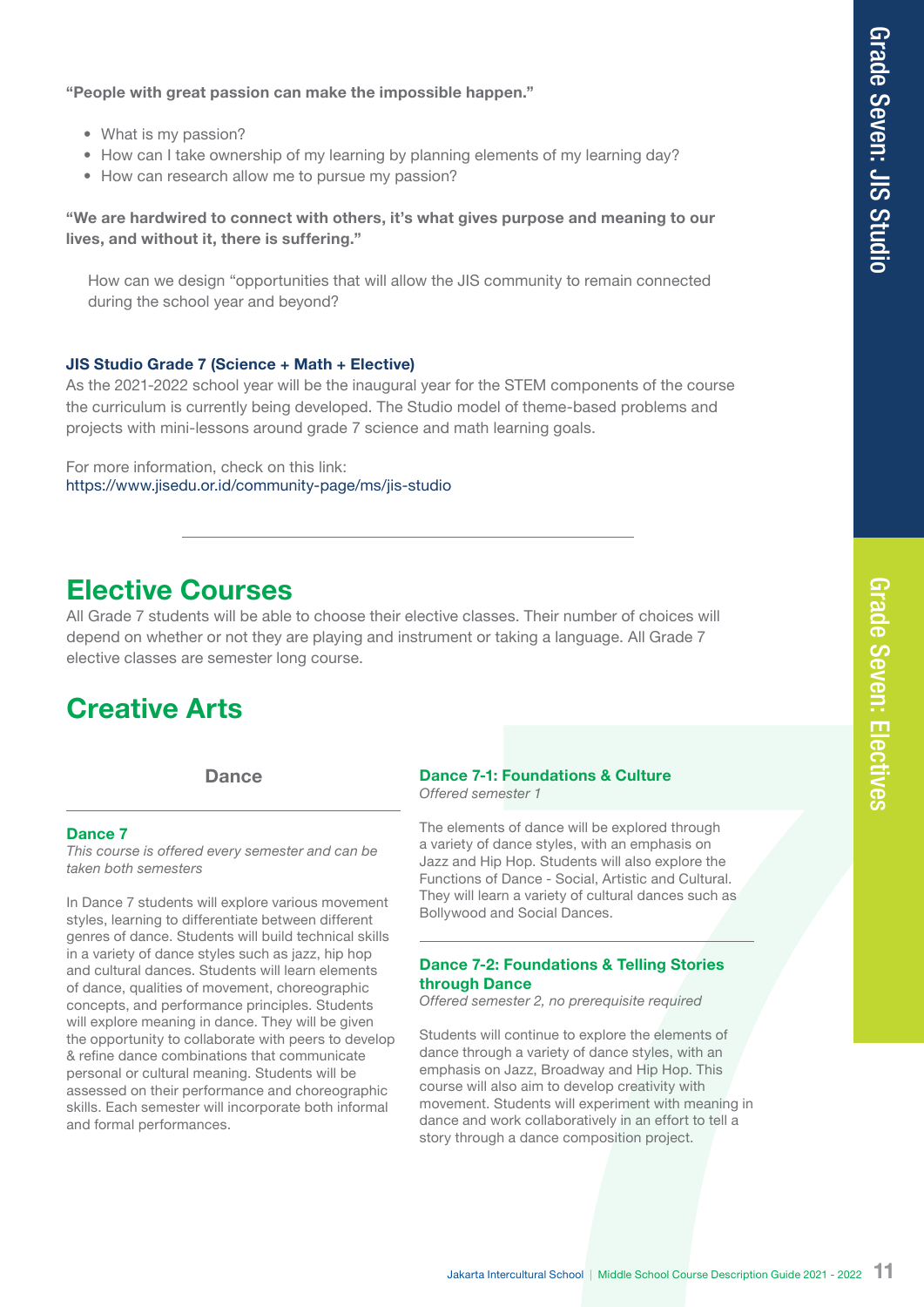**“People with great passion can make the impossible happen.”**

- What is my passion?
- How can I take ownership of my learning by planning elements of my learning day?
- How can research allow me to pursue my passion?

**“We are hardwired to connect with others, it’s what gives purpose and meaning to our lives, and without it, there is suffering.”**

How can we design “opportunities that will allow the JIS community to remain connected during the school year and beyond?

**JIS Studio Grade 7 (Science + Math + Elective)**

As the 2021-2022 school year will be the inaugural year for the STEM components of the course the curriculum is currently being developed. The Studio model of theme-based problems and projects with mini-lessons around grade 7 science and math learning goals.

For more information, check on this link:
https://www.jisedu.or.id/community-page/ms/jis-studio

---

## Elective Courses

All Grade 7 students will be able to choose their elective classes. Their number of choices will depend on whether or not they are playing and instrument or taking a language. All Grade 7 elective classes are semester long course.

## Creative Arts

### Dance

#### Dance 7

*This course is offered every semester and can be taken both semesters*

In Dance 7 students will explore various movement styles, learning to differentiate between different genres of dance. Students will build technical skills in a variety of dance styles such as jazz, hip hop and cultural dances. Students will learn elements of dance, qualities of movement, choreographic concepts, and performance principles. Students will explore meaning in dance. They will be given the opportunity to collaborate with peers to develop & refine dance combinations that communicate personal or cultural meaning. Students will be assessed on their performance and choreographic skills. Each semester will incorporate both informal and formal performances.

#### Dance 7-1: Foundations & Culture

*Offered semester 1*

The elements of dance will be explored through a variety of dance styles, with an emphasis on Jazz and Hip Hop. Students will also explore the Functions of Dance - Social, Artistic and Cultural. They will learn a variety of cultural dances such as Bollywood and Social Dances.

#### Dance 7-2: Foundations & Telling Stories through Dance

*Offered semester 2, no prerequisite required*

Students will continue to explore the elements of dance through a variety of dance styles, with an emphasis on Jazz, Broadway and Hip Hop. This course will also aim to develop creativity with movement. Students will experiment with meaning in dance and work collaboratively in an effort to tell a story through a dance composition project.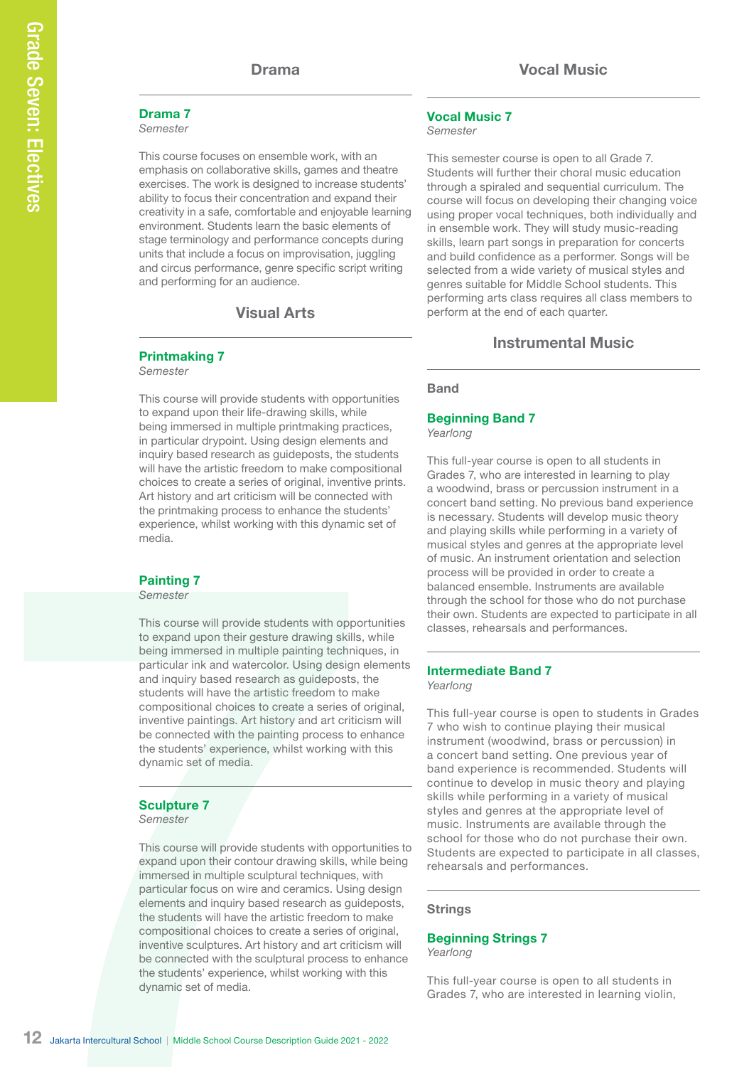## Drama

### Drama 7

*Semester*

This course focuses on ensemble work, with an emphasis on collaborative skills, games and theatre exercises. The work is designed to increase students' ability to focus their concentration and expand their creativity in a safe, comfortable and enjoyable learning environment. Students learn the basic elements of stage terminology and performance concepts during units that include a focus on improvisation, juggling and circus performance, genre specific script writing and performing for an audience.

## Visual Arts

### Printmaking 7

*Semester*

This course will provide students with opportunities to expand upon their life-drawing skills, while being immersed in multiple printmaking practices, in particular drypoint. Using design elements and inquiry based research as guideposts, the students will have the artistic freedom to make compositional choices to create a series of original, inventive prints. Art history and art criticism will be connected with the printmaking process to enhance the students' experience, whilst working with this dynamic set of media.

### Painting 7

*Semester*

This course will provide students with opportunities to expand upon their gesture drawing skills, while being immersed in multiple painting techniques, in particular ink and watercolor. Using design elements and inquiry based research as guideposts, the students will have the artistic freedom to make compositional choices to create a series of original, inventive paintings. Art history and art criticism will be connected with the painting process to enhance the students' experience, whilst working with this dynamic set of media.

### Sculpture 7

*Semester*

This course will provide students with opportunities to expand upon their contour drawing skills, while being immersed in multiple sculptural techniques, with particular focus on wire and ceramics. Using design elements and inquiry based research as guideposts, the students will have the artistic freedom to make compositional choices to create a series of original, inventive sculptures. Art history and art criticism will be connected with the sculptural process to enhance the students' experience, whilst working with this dynamic set of media.

## Vocal Music

### Vocal Music 7

*Semester*

This semester course is open to all Grade 7. Students will further their choral music education through a spiraled and sequential curriculum. The course will focus on developing their changing voice using proper vocal techniques, both individually and in ensemble work. They will study music-reading skills, learn part songs in preparation for concerts and build confidence as a performer. Songs will be selected from a wide variety of musical styles and genres suitable for Middle School students. This performing arts class requires all class members to perform at the end of each quarter.

## Instrumental Music

**Band**

### Beginning Band 7

*Yearlong*

This full-year course is open to all students in Grades 7, who are interested in learning to play a woodwind, brass or percussion instrument in a concert band setting. No previous band experience is necessary. Students will develop music theory and playing skills while performing in a variety of musical styles and genres at the appropriate level of music. An instrument orientation and selection process will be provided in order to create a balanced ensemble. Instruments are available through the school for those who do not purchase their own. Students are expected to participate in all classes, rehearsals and performances.

### Intermediate Band 7

*Yearlong*

This full-year course is open to students in Grades 7 who wish to continue playing their musical instrument (woodwind, brass or percussion) in a concert band setting. One previous year of band experience is recommended. Students will continue to develop in music theory and playing skills while performing in a variety of musical styles and genres at the appropriate level of music. Instruments are available through the school for those who do not purchase their own. Students are expected to participate in all classes, rehearsals and performances.

**Strings**

### Beginning Strings 7

*Yearlong*

This full-year course is open to all students in Grades 7, who are interested in learning violin,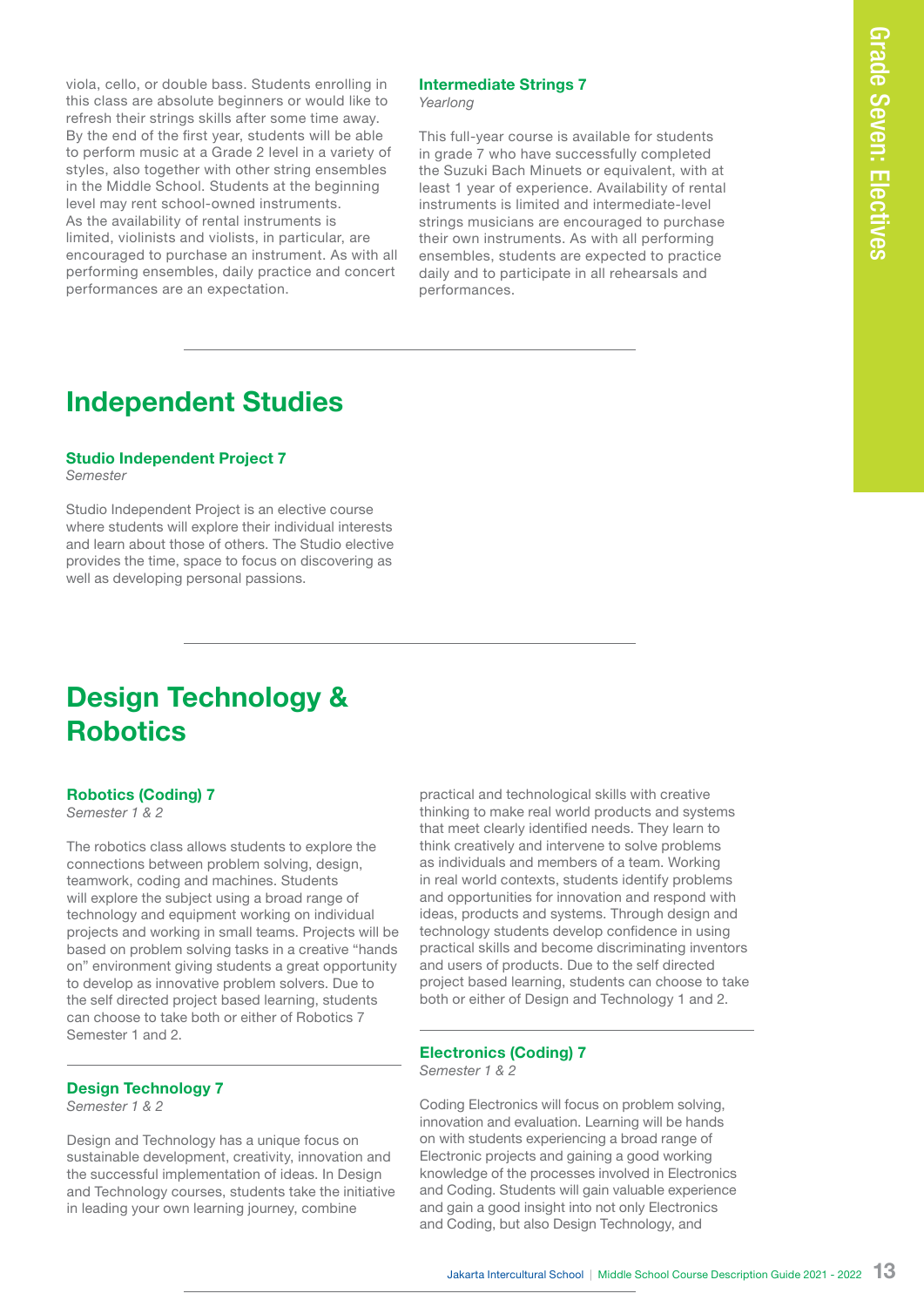viola, cello, or double bass. Students enrolling in this class are absolute beginners or would like to refresh their strings skills after some time away. By the end of the first year, students will be able to perform music at a Grade 2 level in a variety of styles, also together with other string ensembles in the Middle School. Students at the beginning level may rent school-owned instruments. As the availability of rental instruments is limited, violinists and violists, in particular, are encouraged to purchase an instrument. As with all performing ensembles, daily practice and concert performances are an expectation.

### Intermediate Strings 7

*Yearlong*

This full-year course is available for students in grade 7 who have successfully completed the Suzuki Bach Minuets or equivalent, with at least 1 year of experience. Availability of rental instruments is limited and intermediate-level strings musicians are encouraged to purchase their own instruments. As with all performing ensembles, students are expected to practice daily and to participate in all rehearsals and performances.

## Independent Studies

### Studio Independent Project 7

*Semester*

Studio Independent Project is an elective course where students will explore their individual interests and learn about those of others. The Studio elective provides the time, space to focus on discovering as well as developing personal passions.

## Design Technology & Robotics

### Robotics (Coding) 7

*Semester 1 & 2*

The robotics class allows students to explore the connections between problem solving, design, teamwork, coding and machines. Students will explore the subject using a broad range of technology and equipment working on individual projects and working in small teams. Projects will be based on problem solving tasks in a creative “hands on” environment giving students a great opportunity to develop as innovative problem solvers. Due to the self directed project based learning, students can choose to take both or either of Robotics 7 Semester 1 and 2.

### Design Technology 7

*Semester 1 & 2*

Design and Technology has a unique focus on sustainable development, creativity, innovation and the successful implementation of ideas. In Design and Technology courses, students take the initiative in leading your own learning journey, combine practical and technological skills with creative thinking to make real world products and systems that meet clearly identified needs. They learn to think creatively and intervene to solve problems as individuals and members of a team. Working in real world contexts, students identify problems and opportunities for innovation and respond with ideas, products and systems. Through design and technology students develop confidence in using practical skills and become discriminating inventors and users of products. Due to the self directed project based learning, students can choose to take both or either of Design and Technology 1 and 2.

### Electronics (Coding) 7

*Semester 1 & 2*

Coding Electronics will focus on problem solving, innovation and evaluation. Learning will be hands on with students experiencing a broad range of Electronic projects and gaining a good working knowledge of the processes involved in Electronics and Coding. Students will gain valuable experience and gain a good insight into not only Electronics and Coding, but also Design Technology, and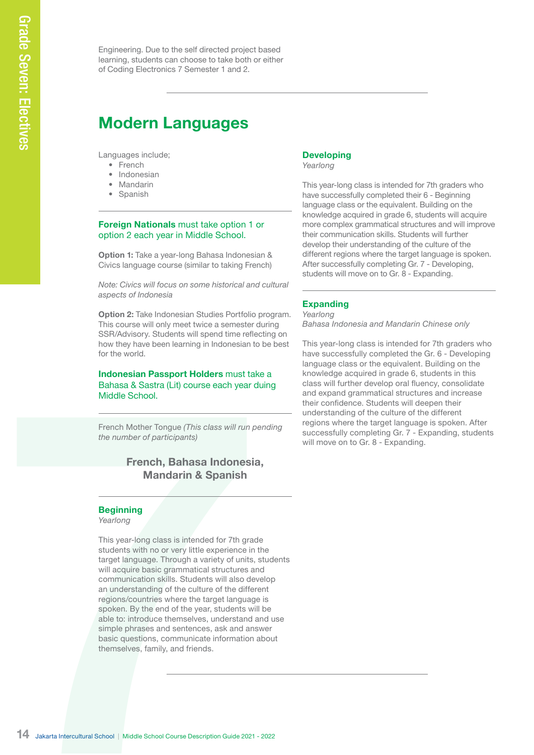Engineering. Due to the self directed project based learning, students can choose to take both or either of Coding Electronics 7 Semester 1 and 2.

## Modern Languages

Languages include;

- French
- Indonesian
- Mandarin
- Spanish

**Foreign Nationals** must take option 1 or option 2 each year in Middle School.

**Option 1:** Take a year-long Bahasa Indonesian & Civics language course (similar to taking French)

*Note: Civics will focus on some historical and cultural aspects of Indonesia*

**Option 2:** Take Indonesian Studies Portfolio program. This course will only meet twice a semester during SSR/Advisory. Students will spend time reflecting on how they have been learning in Indonesian to be best for the world.

**Indonesian Passport Holders** must take a Bahasa & Sastra (Lit) course each year duing Middle School.

French Mother Tongue *(This class will run pending the number of participants)*

### French, Bahasa Indonesia, Mandarin & Spanish

### Beginning

*Yearlong*

This year-long class is intended for 7th grade students with no or very little experience in the target language. Through a variety of units, students will acquire basic grammatical structures and communication skills. Students will also develop an understanding of the culture of the different regions/countries where the target language is spoken. By the end of the year, students will be able to: introduce themselves, understand and use simple phrases and sentences, ask and answer basic questions, communicate information about themselves, family, and friends.

### Developing

*Yearlong*

This year-long class is intended for 7th graders who have successfully completed their 6 - Beginning language class or the equivalent. Building on the knowledge acquired in grade 6, students will acquire more complex grammatical structures and will improve their communication skills. Students will further develop their understanding of the culture of the different regions where the target language is spoken. After successfully completing Gr. 7 - Developing, students will move on to Gr. 8 - Expanding.

### Expanding

*Yearlong*

*Bahasa Indonesia and Mandarin Chinese only*

This year-long class is intended for 7th graders who have successfully completed the Gr. 6 - Developing language class or the equivalent. Building on the knowledge acquired in grade 6, students in this class will further develop oral fluency, consolidate and expand grammatical structures and increase their confidence. Students will deepen their understanding of the culture of the different regions where the target language is spoken. After successfully completing Gr. 7 - Expanding, students will move on to Gr. 8 - Expanding.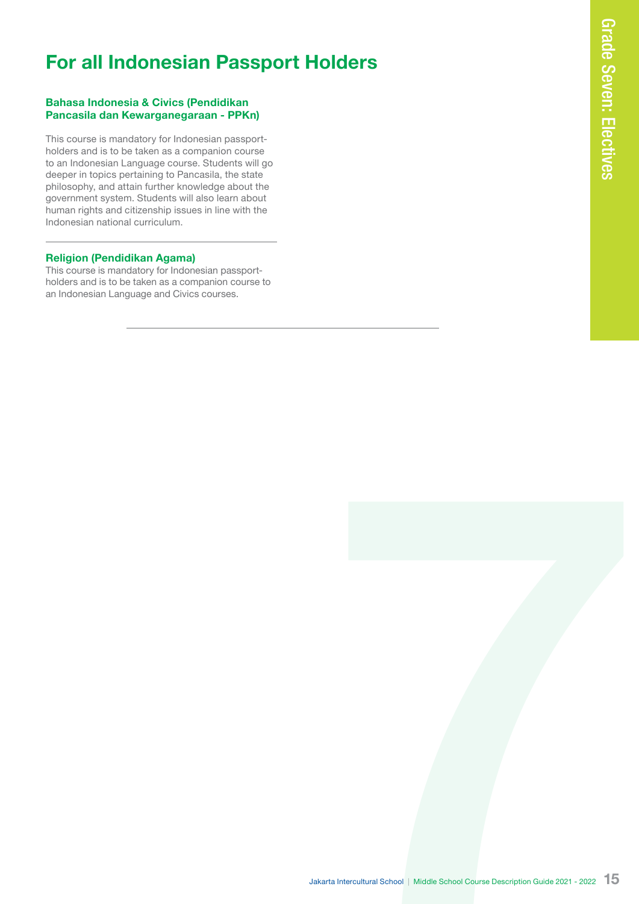# For all Indonesian Passport Holders

### Bahasa Indonesia & Civics (Pendidikan Pancasila dan Kewarganegaraan - PPKn)

This course is mandatory for Indonesian passport-holders and is to be taken as a companion course to an Indonesian Language course. Students will go deeper in topics pertaining to Pancasila, the state philosophy, and attain further knowledge about the government system. Students will also learn about human rights and citizenship issues in line with the Indonesian national curriculum.

---

### Religion (Pendidikan Agama)

This course is mandatory for Indonesian passport-holders and is to be taken as a companion course to an Indonesian Language and Civics courses.

---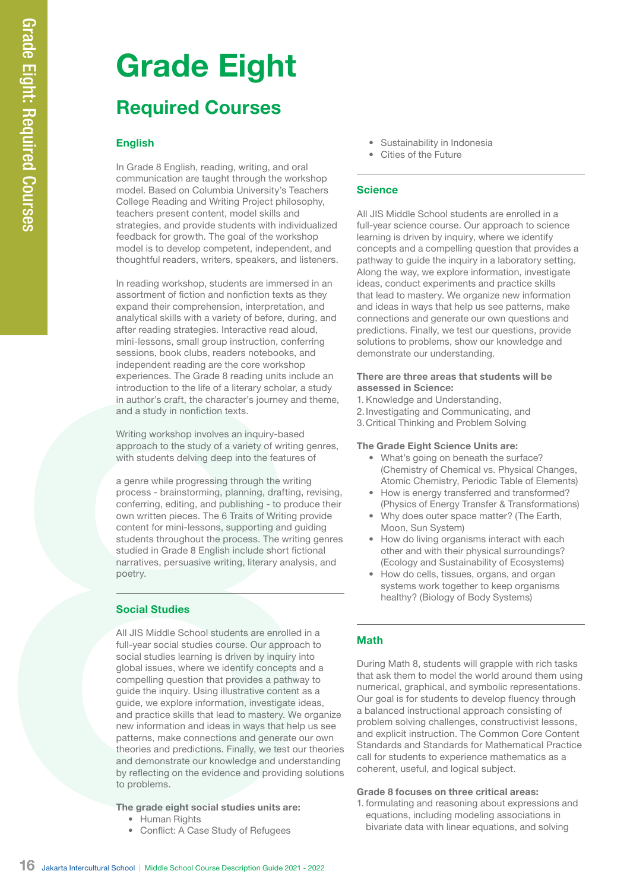# Grade Eight

## Required Courses

### English

In Grade 8 English, reading, writing, and oral communication are taught through the workshop model. Based on Columbia University's Teachers College Reading and Writing Project philosophy, teachers present content, model skills and strategies, and provide students with individualized feedback for growth. The goal of the workshop model is to develop competent, independent, and thoughtful readers, writers, speakers, and listeners.

In reading workshop, students are immersed in an assortment of fiction and nonfiction texts as they expand their comprehension, interpretation, and analytical skills with a variety of before, during, and after reading strategies. Interactive read aloud, mini-lessons, small group instruction, conferring sessions, book clubs, readers notebooks, and independent reading are the core workshop experiences. The Grade 8 reading units include an introduction to the life of a literary scholar, a study in author's craft, the character's journey and theme, and a study in nonfiction texts.

Writing workshop involves an inquiry-based approach to the study of a variety of writing genres, with students delving deep into the features of a genre while progressing through the writing process - brainstorming, planning, drafting, revising, conferring, editing, and publishing - to produce their own written pieces. The 6 Traits of Writing provide content for mini-lessons, supporting and guiding students throughout the process. The writing genres studied in Grade 8 English include short fictional narratives, persuasive writing, literary analysis, and poetry.

### Social Studies

All JIS Middle School students are enrolled in a full-year social studies course. Our approach to social studies learning is driven by inquiry into global issues, where we identify concepts and a compelling question that provides a pathway to guide the inquiry. Using illustrative content as a guide, we explore information, investigate ideas, and practice skills that lead to mastery. We organize new information and ideas in ways that help us see patterns, make connections and generate our own theories and predictions. Finally, we test our theories and demonstrate our knowledge and understanding by reflecting on the evidence and providing solutions to problems.

**The grade eight social studies units are:**

- Human Rights
- Conflict: A Case Study of Refugees
- Sustainability in Indonesia
- Cities of the Future

### Science

All JIS Middle School students are enrolled in a full-year science course. Our approach to science learning is driven by inquiry, where we identify concepts and a compelling question that provides a pathway to guide the inquiry in a laboratory setting. Along the way, we explore information, investigate ideas, conduct experiments and practice skills that lead to mastery. We organize new information and ideas in ways that help us see patterns, make connections and generate our own questions and predictions. Finally, we test our questions, provide solutions to problems, show our knowledge and demonstrate our understanding.

**There are three areas that students will be assessed in Science:**

1. Knowledge and Understanding,
2. Investigating and Communicating, and
3. Critical Thinking and Problem Solving

**The Grade Eight Science Units are:**

- What's going on beneath the surface? (Chemistry of Chemical vs. Physical Changes, Atomic Chemistry, Periodic Table of Elements)
- How is energy transferred and transformed? (Physics of Energy Transfer & Transformations)
- Why does outer space matter? (The Earth, Moon, Sun System)
- How do living organisms interact with each other and with their physical surroundings? (Ecology and Sustainability of Ecosystems)
- How do cells, tissues, organs, and organ systems work together to keep organisms healthy? (Biology of Body Systems)

### Math

During Math 8, students will grapple with rich tasks that ask them to model the world around them using numerical, graphical, and symbolic representations. Our goal is for students to develop fluency through a balanced instructional approach consisting of problem solving challenges, constructivist lessons, and explicit instruction. The Common Core Content Standards and Standards for Mathematical Practice call for students to experience mathematics as a coherent, useful, and logical subject.

**Grade 8 focuses on three critical areas:**

1. formulating and reasoning about expressions and equations, including modeling associations in bivariate data with linear equations, and solving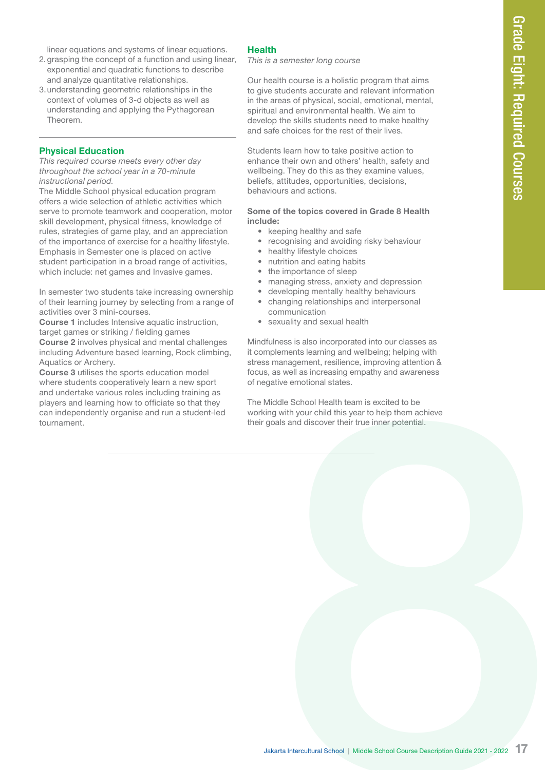linear equations and systems of linear equations.

2. grasping the concept of a function and using linear, exponential and quadratic functions to describe and analyze quantitative relationships.
3. understanding geometric relationships in the context of volumes of 3-d objects as well as understanding and applying the Pythagorean Theorem.

---

## Physical Education

*This required course meets every other day throughout the school year in a 70-minute instructional period.*

The Middle School physical education program offers a wide selection of athletic activities which serve to promote teamwork and cooperation, motor skill development, physical fitness, knowledge of rules, strategies of game play, and an appreciation of the importance of exercise for a healthy lifestyle. Emphasis in Semester one is placed on active student participation in a broad range of activities, which include: net games and Invasive games.

In semester two students take increasing ownership of their learning journey by selecting from a range of activities over 3 mini-courses.

**Course 1** includes Intensive aquatic instruction, target games or striking / fielding games

**Course 2** involves physical and mental challenges including Adventure based learning, Rock climbing, Aquatics or Archery.

**Course 3** utilises the sports education model where students cooperatively learn a new sport and undertake various roles including training as players and learning how to officiate so that they can independently organise and run a student-led tournament.

## Health

*This is a semester long course*

Our health course is a holistic program that aims to give students accurate and relevant information in the areas of physical, social, emotional, mental, spiritual and environmental health. We aim to develop the skills students need to make healthy and safe choices for the rest of their lives.

Students learn how to take positive action to enhance their own and others' health, safety and wellbeing. They do this as they examine values, beliefs, attitudes, opportunities, decisions, behaviours and actions.

**Some of the topics covered in Grade 8 Health include:**

- keeping healthy and safe
- recognising and avoiding risky behaviour
- healthy lifestyle choices
- nutrition and eating habits
- the importance of sleep
- managing stress, anxiety and depression
- developing mentally healthy behaviours
- changing relationships and interpersonal communication
- sexuality and sexual health

Mindfulness is also incorporated into our classes as it complements learning and wellbeing; helping with stress management, resilience, improving attention & focus, as well as increasing empathy and awareness of negative emotional states.

The Middle School Health team is excited to be working with your child this year to help them achieve their goals and discover their true inner potential.

---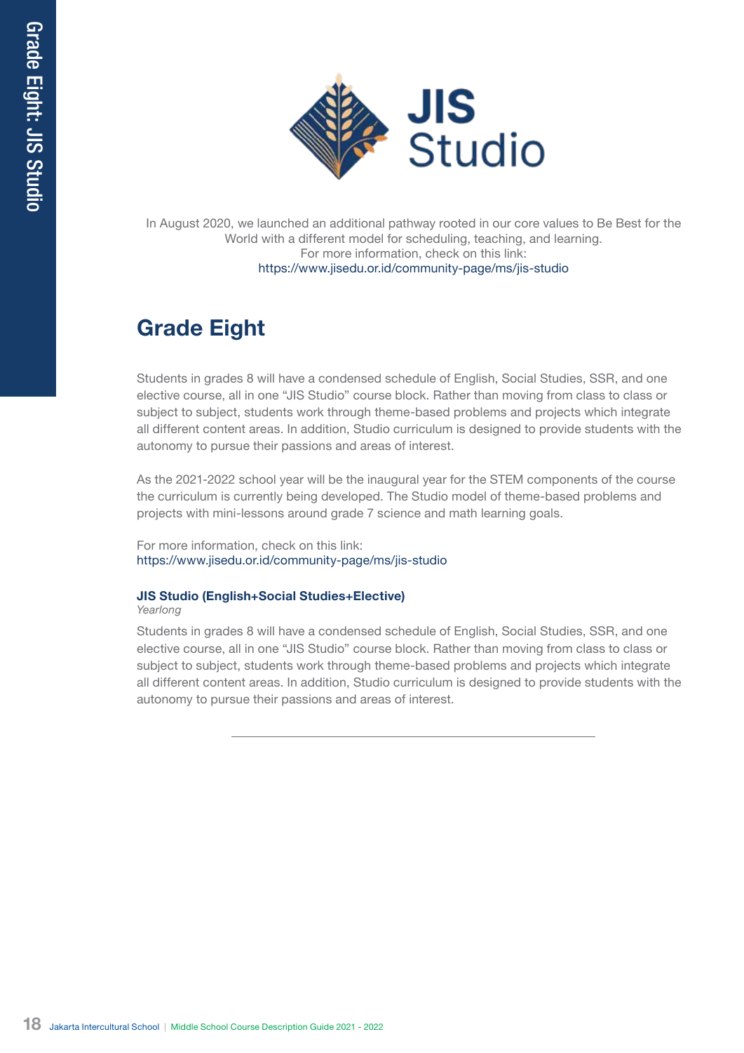JIS Studio

In August 2020, we launched an additional pathway rooted in our core values to Be Best for the World with a different model for scheduling, teaching, and learning.
For more information, check on this link:
https://www.jisedu.or.id/community-page/ms/jis-studio

## Grade Eight

Students in grades 8 will have a condensed schedule of English, Social Studies, SSR, and one elective course, all in one "JIS Studio" course block. Rather than moving from class to class or subject to subject, students work through theme-based problems and projects which integrate all different content areas. In addition, Studio curriculum is designed to provide students with the autonomy to pursue their passions and areas of interest.

As the 2021-2022 school year will be the inaugural year for the STEM components of the course the curriculum is currently being developed. The Studio model of theme-based problems and projects with mini-lessons around grade 7 science and math learning goals.

For more information, check on this link:
https://www.jisedu.or.id/community-page/ms/jis-studio

### JIS Studio (English+Social Studies+Elective)

*Yearlong*

Students in grades 8 will have a condensed schedule of English, Social Studies, SSR, and one elective course, all in one "JIS Studio" course block. Rather than moving from class to class or subject to subject, students work through theme-based problems and projects which integrate all different content areas. In addition, Studio curriculum is designed to provide students with the autonomy to pursue their passions and areas of interest.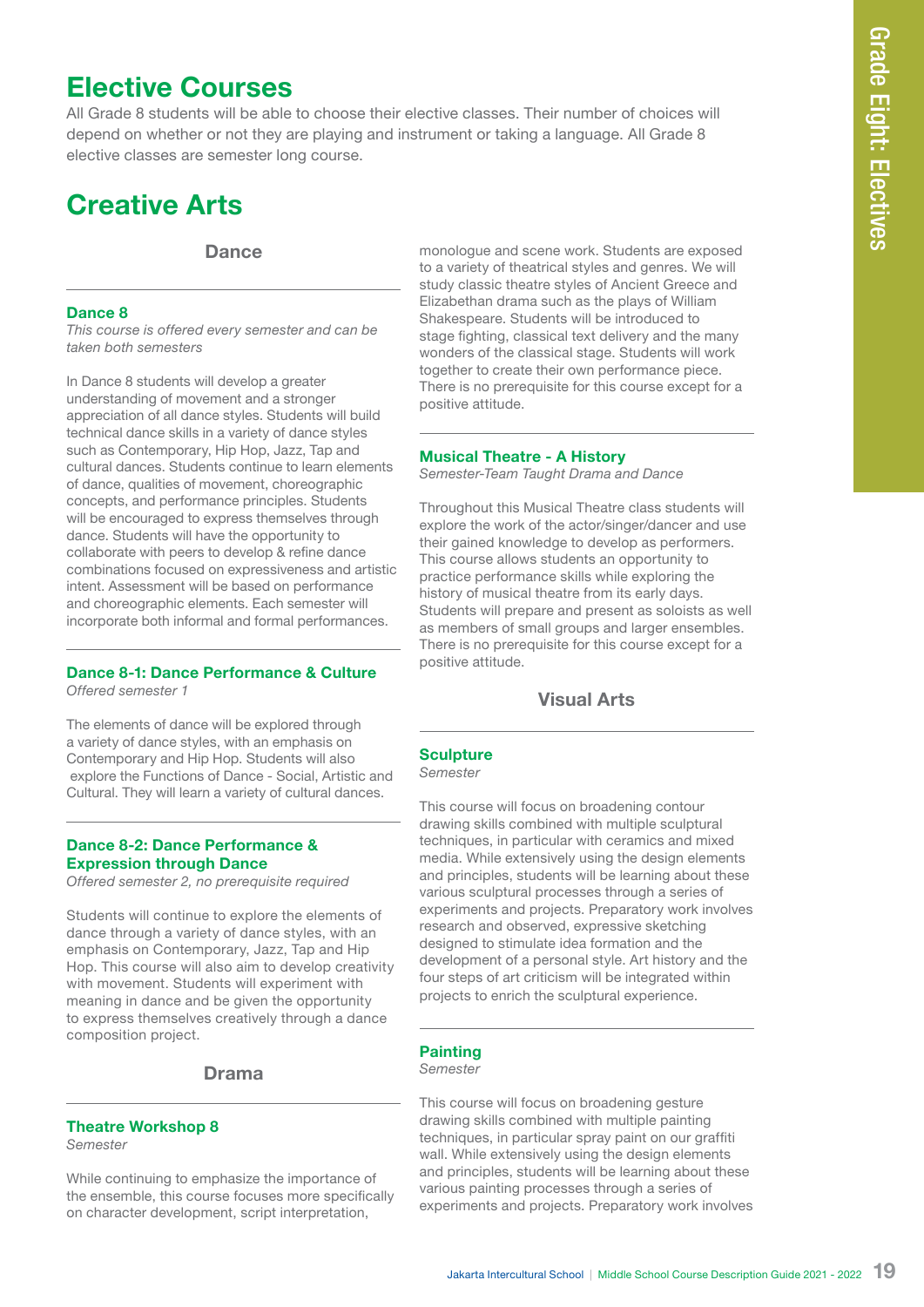# Elective Courses

All Grade 8 students will be able to choose their elective classes. Their number of choices will depend on whether or not they are playing and instrument or taking a language. All Grade 8 elective classes are semester long course.

# Creative Arts

## Dance

### Dance 8

*This course is offered every semester and can be taken both semesters*

In Dance 8 students will develop a greater understanding of movement and a stronger appreciation of all dance styles. Students will build technical dance skills in a variety of dance styles such as Contemporary, Hip Hop, Jazz, Tap and cultural dances. Students continue to learn elements of dance, qualities of movement, choreographic concepts, and performance principles. Students will be encouraged to express themselves through dance. Students will have the opportunity to collaborate with peers to develop & refine dance combinations focused on expressiveness and artistic intent. Assessment will be based on performance and choreographic elements. Each semester will incorporate both informal and formal performances.

### Dance 8-1: Dance Performance & Culture

*Offered semester 1*

The elements of dance will be explored through a variety of dance styles, with an emphasis on Contemporary and Hip Hop. Students will also explore the Functions of Dance - Social, Artistic and Cultural. They will learn a variety of cultural dances.

### Dance 8-2: Dance Performance & Expression through Dance

*Offered semester 2, no prerequisite required*

Students will continue to explore the elements of dance through a variety of dance styles, with an emphasis on Contemporary, Jazz, Tap and Hip Hop. This course will also aim to develop creativity with movement. Students will experiment with meaning in dance and be given the opportunity to express themselves creatively through a dance composition project.

## Drama

### Theatre Workshop 8

*Semester*

While continuing to emphasize the importance of the ensemble, this course focuses more specifically on character development, script interpretation, monologue and scene work. Students are exposed to a variety of theatrical styles and genres. We will study classic theatre styles of Ancient Greece and Elizabethan drama such as the plays of William Shakespeare. Students will be introduced to stage fighting, classical text delivery and the many wonders of the classical stage. Students will work together to create their own performance piece. There is no prerequisite for this course except for a positive attitude.

### Musical Theatre - A History

*Semester-Team Taught Drama and Dance*

Throughout this Musical Theatre class students will explore the work of the actor/singer/dancer and use their gained knowledge to develop as performers. This course allows students an opportunity to practice performance skills while exploring the history of musical theatre from its early days. Students will prepare and present as soloists as well as members of small groups and larger ensembles. There is no prerequisite for this course except for a positive attitude.

## Visual Arts

### Sculpture

*Semester*

This course will focus on broadening contour drawing skills combined with multiple sculptural techniques, in particular with ceramics and mixed media. While extensively using the design elements and principles, students will be learning about these various sculptural processes through a series of experiments and projects. Preparatory work involves research and observed, expressive sketching designed to stimulate idea formation and the development of a personal style. Art history and the four steps of art criticism will be integrated within projects to enrich the sculptural experience.

### Painting

*Semester*

This course will focus on broadening gesture drawing skills combined with multiple painting techniques, in particular spray paint on our graffiti wall. While extensively using the design elements and principles, students will be learning about these various painting processes through a series of experiments and projects. Preparatory work involves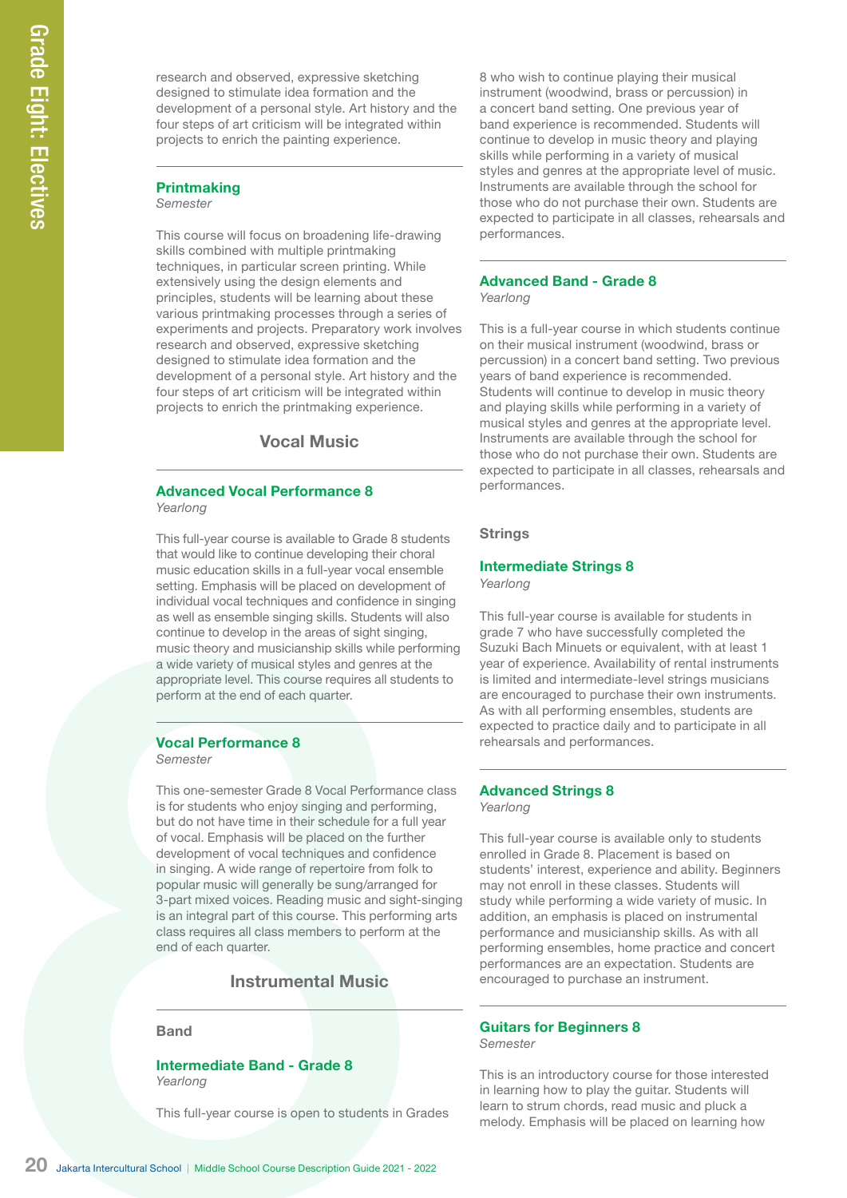research and observed, expressive sketching designed to stimulate idea formation and the development of a personal style. Art history and the four steps of art criticism will be integrated within projects to enrich the painting experience.

### Printmaking

*Semester*

This course will focus on broadening life-drawing skills combined with multiple printmaking techniques, in particular screen printing. While extensively using the design elements and principles, students will be learning about these various printmaking processes through a series of experiments and projects. Preparatory work involves research and observed, expressive sketching designed to stimulate idea formation and the development of a personal style. Art history and the four steps of art criticism will be integrated within projects to enrich the printmaking experience.

## Vocal Music

### Advanced Vocal Performance 8

*Yearlong*

This full-year course is available to Grade 8 students that would like to continue developing their choral music education skills in a full-year vocal ensemble setting. Emphasis will be placed on development of individual vocal techniques and confidence in singing as well as ensemble singing skills. Students will also continue to develop in the areas of sight singing, music theory and musicianship skills while performing a wide variety of musical styles and genres at the appropriate level. This course requires all students to perform at the end of each quarter.

### Vocal Performance 8

*Semester*

This one-semester Grade 8 Vocal Performance class is for students who enjoy singing and performing, but do not have time in their schedule for a full year of vocal. Emphasis will be placed on the further development of vocal techniques and confidence in singing. A wide range of repertoire from folk to popular music will generally be sung/arranged for 3-part mixed voices. Reading music and sight-singing is an integral part of this course. This performing arts class requires all class members to perform at the end of each quarter.

## Instrumental Music

**Band**

### Intermediate Band - Grade 8

*Yearlong*

This full-year course is open to students in Grades 8 who wish to continue playing their musical instrument (woodwind, brass or percussion) in a concert band setting. One previous year of band experience is recommended. Students will continue to develop in music theory and playing skills while performing in a variety of musical styles and genres at the appropriate level of music. Instruments are available through the school for those who do not purchase their own. Students are expected to participate in all classes, rehearsals and performances.

### Advanced Band - Grade 8

*Yearlong*

This is a full-year course in which students continue on their musical instrument (woodwind, brass or percussion) in a concert band setting. Two previous years of band experience is recommended. Students will continue to develop in music theory and playing skills while performing in a variety of musical styles and genres at the appropriate level. Instruments are available through the school for those who do not purchase their own. Students are expected to participate in all classes, rehearsals and performances.

**Strings**

### Intermediate Strings 8

*Yearlong*

This full-year course is available for students in grade 7 who have successfully completed the Suzuki Bach Minuets or equivalent, with at least 1 year of experience. Availability of rental instruments is limited and intermediate-level strings musicians are encouraged to purchase their own instruments. As with all performing ensembles, students are expected to practice daily and to participate in all rehearsals and performances.

### Advanced Strings 8

*Yearlong*

This full-year course is available only to students enrolled in Grade 8. Placement is based on students' interest, experience and ability. Beginners may not enroll in these classes. Students will study while performing a wide variety of music. In addition, an emphasis is placed on instrumental performance and musicianship skills. As with all performing ensembles, home practice and concert performances are an expectation. Students are encouraged to purchase an instrument.

### Guitars for Beginners 8

*Semester*

This is an introductory course for those interested in learning how to play the guitar. Students will learn to strum chords, read music and pluck a melody. Emphasis will be placed on learning how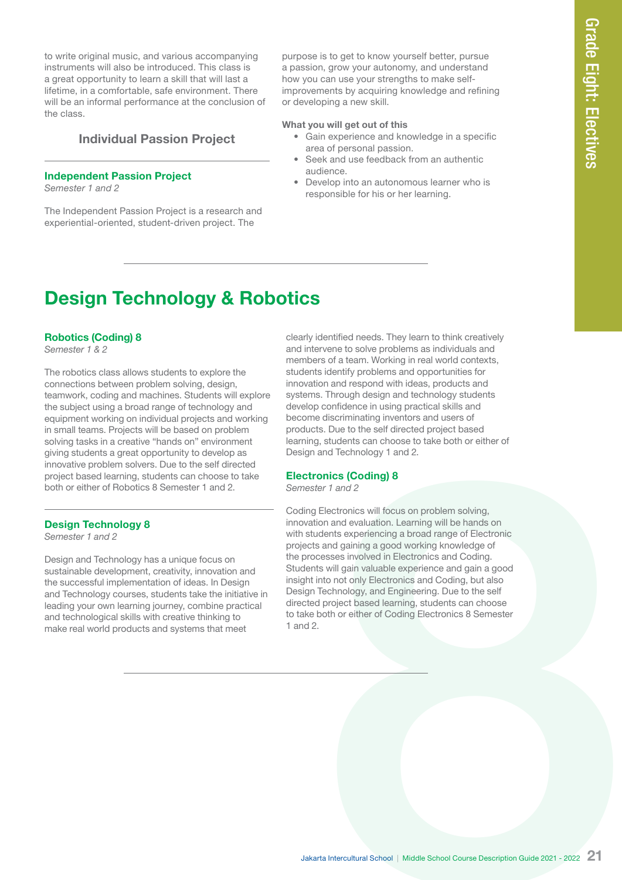to write original music, and various accompanying instruments will also be introduced. This class is a great opportunity to learn a skill that will last a lifetime, in a comfortable, safe environment. There will be an informal performance at the conclusion of the class.

### Individual Passion Project

**Independent Passion Project**
*Semester 1 and 2*

The Independent Passion Project is a research and experiential-oriented, student-driven project. The purpose is to get to know yourself better, pursue a passion, grow your autonomy, and understand how you can use your strengths to make self-improvements by acquiring knowledge and refining or developing a new skill.

**What you will get out of this**

- Gain experience and knowledge in a specific area of personal passion.
- Seek and use feedback from an authentic audience.
- Develop into an autonomous learner who is responsible for his or her learning.

## Design Technology & Robotics

**Robotics (Coding) 8**
*Semester 1 & 2*

The robotics class allows students to explore the connections between problem solving, design, teamwork, coding and machines. Students will explore the subject using a broad range of technology and equipment working on individual projects and working in small teams. Projects will be based on problem solving tasks in a creative "hands on" environment giving students a great opportunity to develop as innovative problem solvers. Due to the self directed project based learning, students can choose to take both or either of Robotics 8 Semester 1 and 2.

**Design Technology 8**
*Semester 1 and 2*

Design and Technology has a unique focus on sustainable development, creativity, innovation and the successful implementation of ideas. In Design and Technology courses, students take the initiative in leading your own learning journey, combine practical and technological skills with creative thinking to make real world products and systems that meet clearly identified needs. They learn to think creatively and intervene to solve problems as individuals and members of a team. Working in real world contexts, students identify problems and opportunities for innovation and respond with ideas, products and systems. Through design and technology students develop confidence in using practical skills and become discriminating inventors and users of products. Due to the self directed project based learning, students can choose to take both or either of Design and Technology 1 and 2.

**Electronics (Coding) 8**
*Semester 1 and 2*

Coding Electronics will focus on problem solving, innovation and evaluation. Learning will be hands on with students experiencing a broad range of Electronic projects and gaining a good working knowledge of the processes involved in Electronics and Coding. Students will gain valuable experience and gain a good insight into not only Electronics and Coding, but also Design Technology, and Engineering. Due to the self directed project based learning, students can choose to take both or either of Coding Electronics 8 Semester 1 and 2.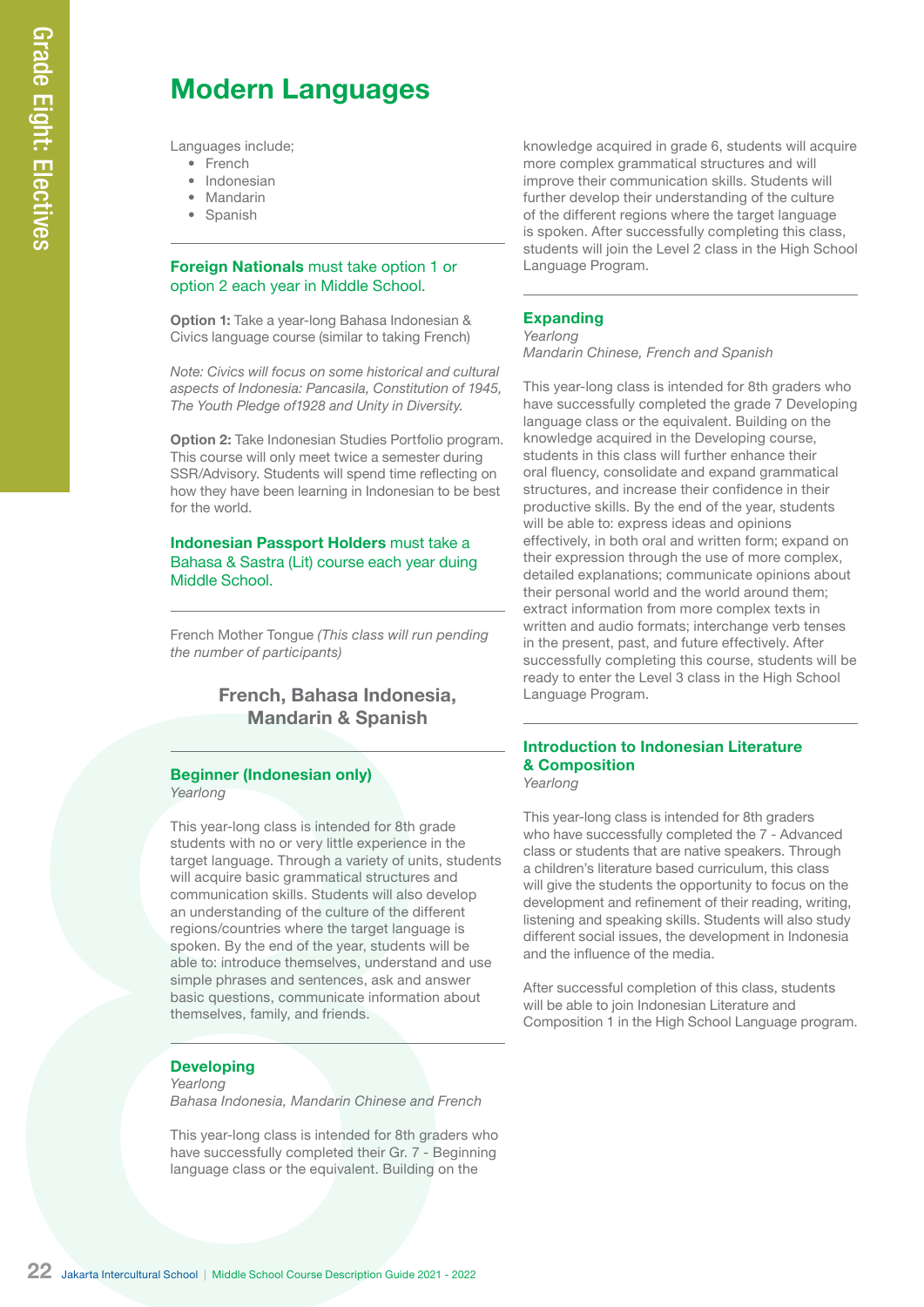# Modern Languages

Languages include;

- French
- Indonesian
- Mandarin
- Spanish

**Foreign Nationals** must take option 1 or option 2 each year in Middle School.

**Option 1:** Take a year-long Bahasa Indonesian & Civics language course (similar to taking French)

*Note: Civics will focus on some historical and cultural aspects of Indonesia: Pancasila, Constitution of 1945, The Youth Pledge of1928 and Unity in Diversity.*

**Option 2:** Take Indonesian Studies Portfolio program. This course will only meet twice a semester during SSR/Advisory. Students will spend time reflecting on how they have been learning in Indonesian to be best for the world.

**Indonesian Passport Holders** must take a Bahasa & Sastra (Lit) course each year duing Middle School.

French Mother Tongue *(This class will run pending the number of participants)*

## French, Bahasa Indonesia, Mandarin & Spanish

### Beginner (Indonesian only)

*Yearlong*

This year-long class is intended for 8th grade students with no or very little experience in the target language. Through a variety of units, students will acquire basic grammatical structures and communication skills. Students will also develop an understanding of the culture of the different regions/countries where the target language is spoken. By the end of the year, students will be able to: introduce themselves, understand and use simple phrases and sentences, ask and answer basic questions, communicate information about themselves, family, and friends.

### Developing

*Yearlong*

*Bahasa Indonesia, Mandarin Chinese and French*

This year-long class is intended for 8th graders who have successfully completed their Gr. 7 - Beginning language class or the equivalent. Building on the knowledge acquired in grade 6, students will acquire more complex grammatical structures and will improve their communication skills. Students will further develop their understanding of the culture of the different regions where the target language is spoken. After successfully completing this class, students will join the Level 2 class in the High School Language Program.

### Expanding

*Yearlong*

*Mandarin Chinese, French and Spanish*

This year-long class is intended for 8th graders who have successfully completed the grade 7 Developing language class or the equivalent. Building on the knowledge acquired in the Developing course, students in this class will further enhance their oral fluency, consolidate and expand grammatical structures, and increase their confidence in their productive skills. By the end of the year, students will be able to: express ideas and opinions effectively, in both oral and written form; expand on their expression through the use of more complex, detailed explanations; communicate opinions about their personal world and the world around them; extract information from more complex texts in written and audio formats; interchange verb tenses in the present, past, and future effectively. After successfully completing this course, students will be ready to enter the Level 3 class in the High School Language Program.

### Introduction to Indonesian Literature & Composition

*Yearlong*

This year-long class is intended for 8th graders who have successfully completed the 7 - Advanced class or students that are native speakers. Through a children's literature based curriculum, this class will give the students the opportunity to focus on the development and refinement of their reading, writing, listening and speaking skills. Students will also study different social issues, the development in Indonesia and the influence of the media.

After successful completion of this class, students will be able to join Indonesian Literature and Composition 1 in the High School Language program.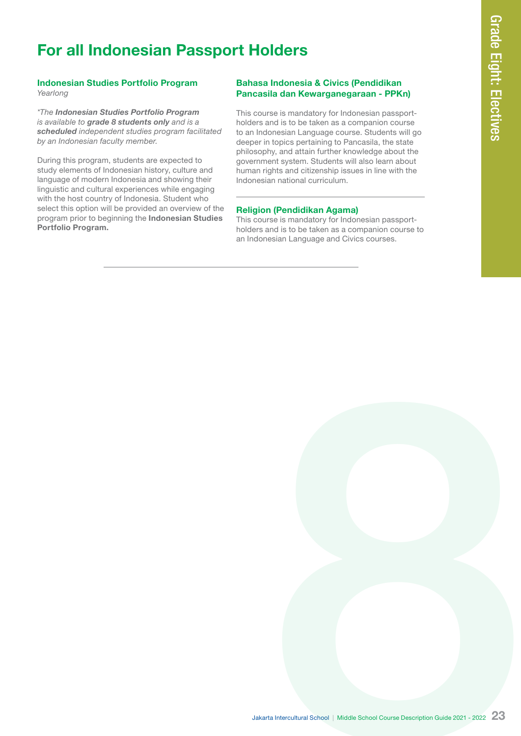# For all Indonesian Passport Holders

### Indonesian Studies Portfolio Program

*Yearlong*

*\*The **Indonesian Studies Portfolio Program** is available to **grade 8 students only** and is a **scheduled** independent studies program facilitated by an Indonesian faculty member.*

During this program, students are expected to study elements of Indonesian history, culture and language of modern Indonesia and showing their linguistic and cultural experiences while engaging with the host country of Indonesia. Student who select this option will be provided an overview of the program prior to beginning the **Indonesian Studies Portfolio Program.**

### Bahasa Indonesia & Civics (Pendidikan Pancasila dan Kewarganegaraan - PPKn)

This course is mandatory for Indonesian passport-holders and is to be taken as a companion course to an Indonesian Language course. Students will go deeper in topics pertaining to Pancasila, the state philosophy, and attain further knowledge about the government system. Students will also learn about human rights and citizenship issues in line with the Indonesian national curriculum.

---

### Religion (Pendidikan Agama)

This course is mandatory for Indonesian passport-holders and is to be taken as a companion course to an Indonesian Language and Civics courses.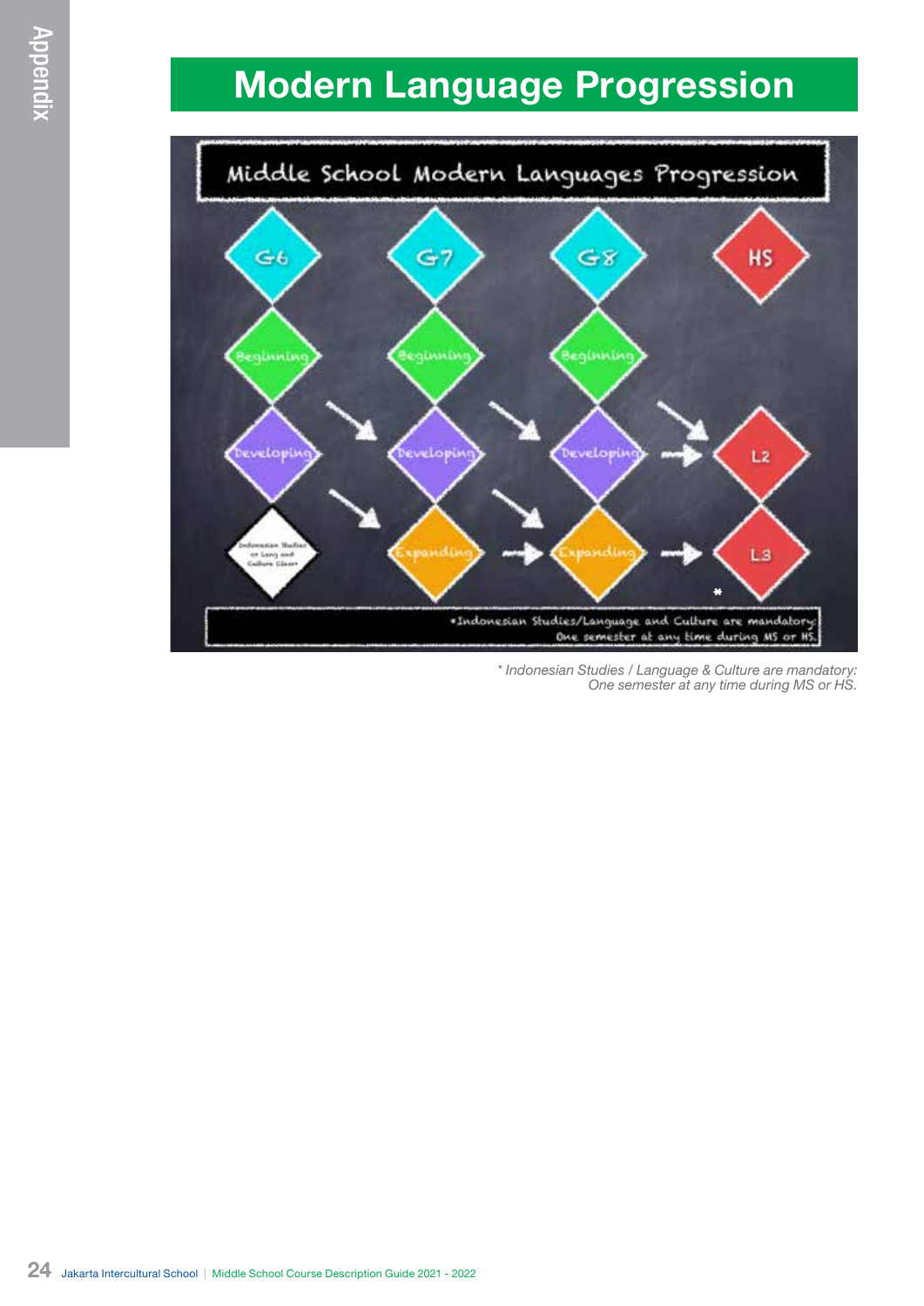# Modern Language Progression

Middle School Modern Languages Progression

| G6 | G7 | G8 | HS |
|---|---|---|---|
| Beginning | Beginning | Beginning | |
| Developing | Developing | Developing | L2 |
| Indonesian Studies or Lang and Culture Class* | Expanding | Expanding | L3 |

*Indonesian Studies/Language and Culture are mandatory: One semester at any time during MS or HS.

* Indonesian Studies / Language & Culture are mandatory: One semester at any time during MS or HS.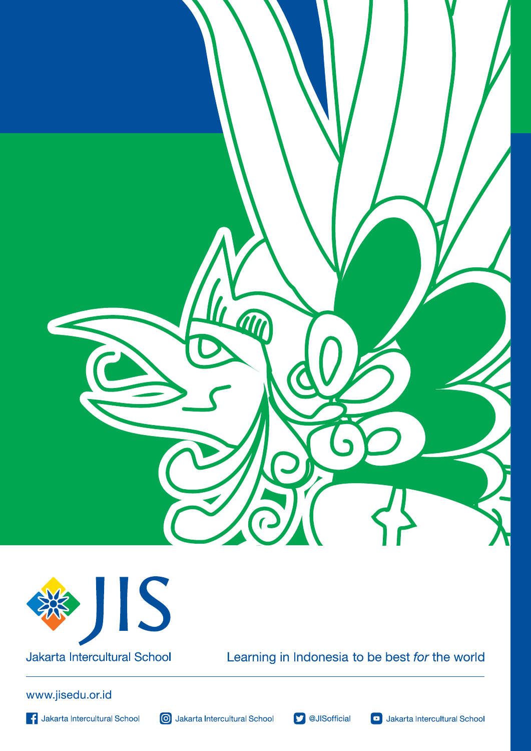JIS

Jakarta Intercultural School

Learning in Indonesia to be best *for* the world

www.jisedu.or.id

Jakarta Intercultural School

Jakarta Intercultural School

@JISOfficial

Jakarta Intercultural School